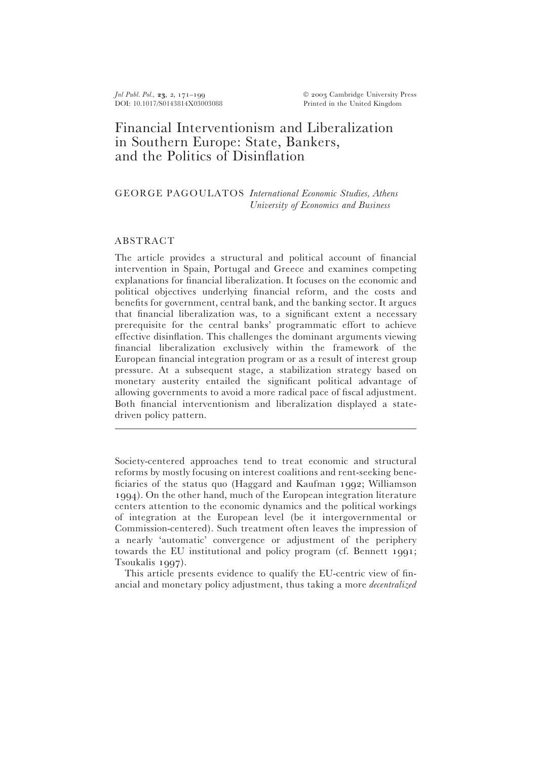# Financial Interventionism and Liberalization in Southern Europe: State, Bankers, and the Politics of Disinflation

GEORGE PAGOULATOS *International Economic Studies, Athens University of Economics and Business*

## ABSTRACT

The article provides a structural and political account of financial intervention in Spain, Portugal and Greece and examines competing explanations for financial liberalization. It focuses on the economic and political objectives underlying financial reform, and the costs and benefits for government, central bank, and the banking sector. It argues that financial liberalization was, to a significant extent a necessary prerequisite for the central banks' programmatic effort to achieve effective disinflation. This challenges the dominant arguments viewing financial liberalization exclusively within the framework of the European financial integration program or as a result of interest group pressure. At a subsequent stage, a stabilization strategy based on monetary austerity entailed the significant political advantage of allowing governments to avoid a more radical pace of fiscal adjustment. Both financial interventionism and liberalization displayed a state-driven policy pattern.

---

Society-centered approaches tend to treat economic and structural reforms by mostly focusing on interest coalitions and rent-seeking beneficiaries of the status quo (Haggard and Kaufman 1992; Williamson 1994). On the other hand, much of the European integration literature centers attention to the economic dynamics and the political workings of integration at the European level (be it intergovernmental or Commission-centered). Such treatment often leaves the impression of a nearly 'automatic' convergence or adjustment of the periphery towards the EU institutional and policy program (cf. Bennett 1991; Tsoukalis 1997).

This article presents evidence to qualify the EU-centric view of financial and monetary policy adjustment, thus taking a more *decentralized*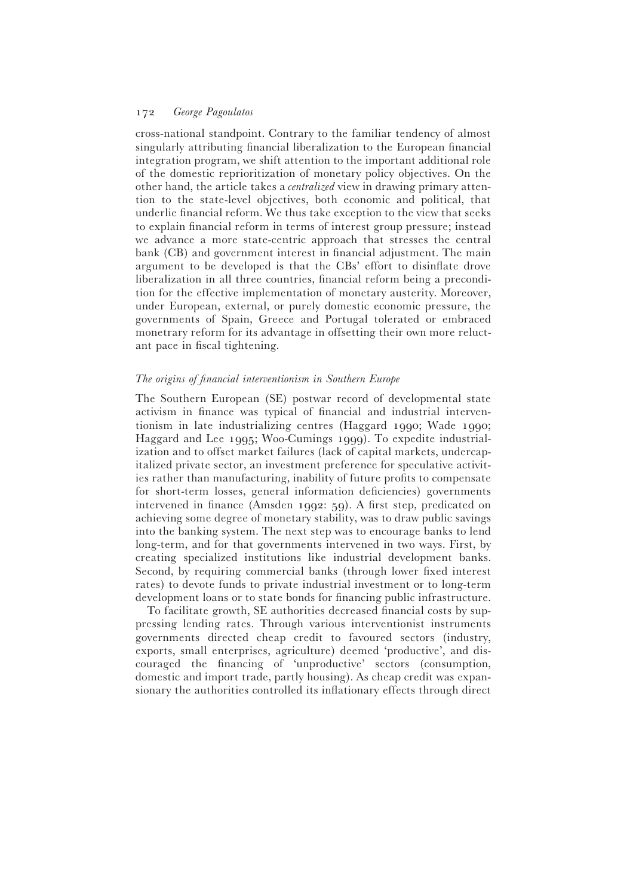cross-national standpoint. Contrary to the familiar tendency of almost singularly attributing financial liberalization to the European financial integration program, we shift attention to the important additional role of the domestic reprioritization of monetary policy objectives. On the other hand, the article takes a *centralized* view in drawing primary attention to the state-level objectives, both economic and political, that underlie financial reform. We thus take exception to the view that seeks to explain financial reform in terms of interest group pressure; instead we advance a more state-centric approach that stresses the central bank (CB) and government interest in financial adjustment. The main argument to be developed is that the CBs' effort to disinflate drove liberalization in all three countries, financial reform being a precondition for the effective implementation of monetary austerity. Moreover, under European, external, or purely domestic economic pressure, the governments of Spain, Greece and Portugal tolerated or embraced monetrary reform for its advantage in offsetting their own more reluctant pace in fiscal tightening.

### *The origins of financial interventionism in Southern Europe*

The Southern European (SE) postwar record of developmental state activism in finance was typical of financial and industrial interventionism in late industrializing centres (Haggard 1990; Wade 1990; Haggard and Lee 1995; Woo-Cumings 1999). To expedite industrialization and to offset market failures (lack of capital markets, undercapitalized private sector, an investment preference for speculative activities rather than manufacturing, inability of future profits to compensate for short-term losses, general information deficiencies) governments intervened in finance (Amsden 1992: 59). A first step, predicated on achieving some degree of monetary stability, was to draw public savings into the banking system. The next step was to encourage banks to lend long-term, and for that governments intervened in two ways. First, by creating specialized institutions like industrial development banks. Second, by requiring commercial banks (through lower fixed interest rates) to devote funds to private industrial investment or to long-term development loans or to state bonds for financing public infrastructure.

To facilitate growth, SE authorities decreased financial costs by suppressing lending rates. Through various interventionist instruments governments directed cheap credit to favoured sectors (industry, exports, small enterprises, agriculture) deemed 'productive', and discouraged the financing of 'unproductive' sectors (consumption, domestic and import trade, partly housing). As cheap credit was expansionary the authorities controlled its inflationary effects through direct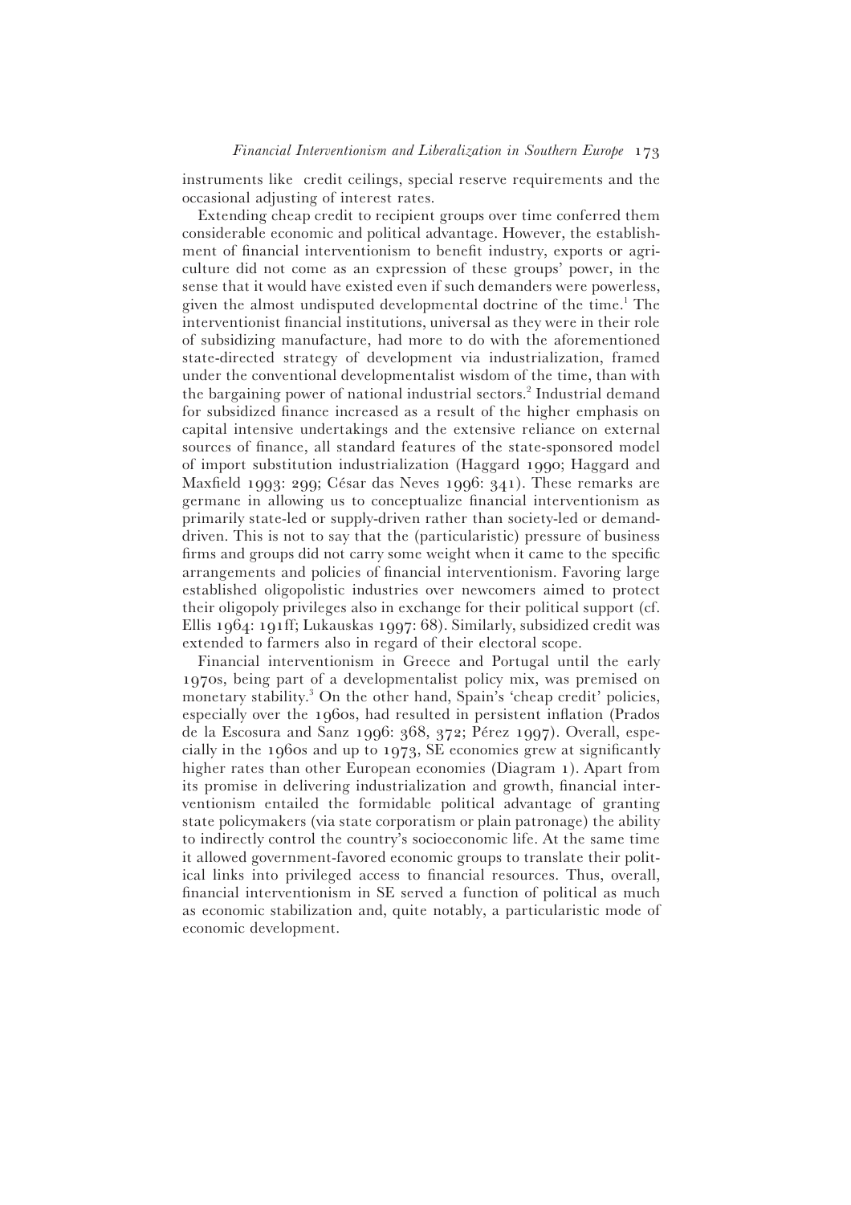instruments like credit ceilings, special reserve requirements and the occasional adjusting of interest rates.

Extending cheap credit to recipient groups over time conferred them considerable economic and political advantage. However, the establishment of financial interventionism to benefit industry, exports or agriculture did not come as an expression of these groups' power, in the sense that it would have existed even if such demanders were powerless, given the almost undisputed developmental doctrine of the time.[1] The interventionist financial institutions, universal as they were in their role of subsidizing manufacture, had more to do with the aforementioned state-directed strategy of development via industrialization, framed under the conventional developmentalist wisdom of the time, than with the bargaining power of national industrial sectors.[2] Industrial demand for subsidized finance increased as a result of the higher emphasis on capital intensive undertakings and the extensive reliance on external sources of finance, all standard features of the state-sponsored model of import substitution industrialization (Haggard 1990; Haggard and Maxfield 1993: 299; César das Neves 1996: 341). These remarks are germane in allowing us to conceptualize financial interventionism as primarily state-led or supply-driven rather than society-led or demand-driven. This is not to say that the (particularistic) pressure of business firms and groups did not carry some weight when it came to the specific arrangements and policies of financial interventionism. Favoring large established oligopolistic industries over newcomers aimed to protect their oligopoly privileges also in exchange for their political support (cf. Ellis 1964: 191ff; Lukauskas 1997: 68). Similarly, subsidized credit was extended to farmers also in regard of their electoral scope.

Financial interventionism in Greece and Portugal until the early 1970s, being part of a developmentalist policy mix, was premised on monetary stability.[3] On the other hand, Spain's 'cheap credit' policies, especially over the 1960s, had resulted in persistent inflation (Prados de la Escosura and Sanz 1996: 368, 372; Pérez 1997). Overall, especially in the 1960s and up to 1973, SE economies grew at significantly higher rates than other European economies (Diagram 1). Apart from its promise in delivering industrialization and growth, financial interventionism entailed the formidable political advantage of granting state policymakers (via state corporatism or plain patronage) the ability to indirectly control the country's socioeconomic life. At the same time it allowed government-favored economic groups to translate their political links into privileged access to financial resources. Thus, overall, financial interventionism in SE served a function of political as much as economic stabilization and, quite notably, a particularistic mode of economic development.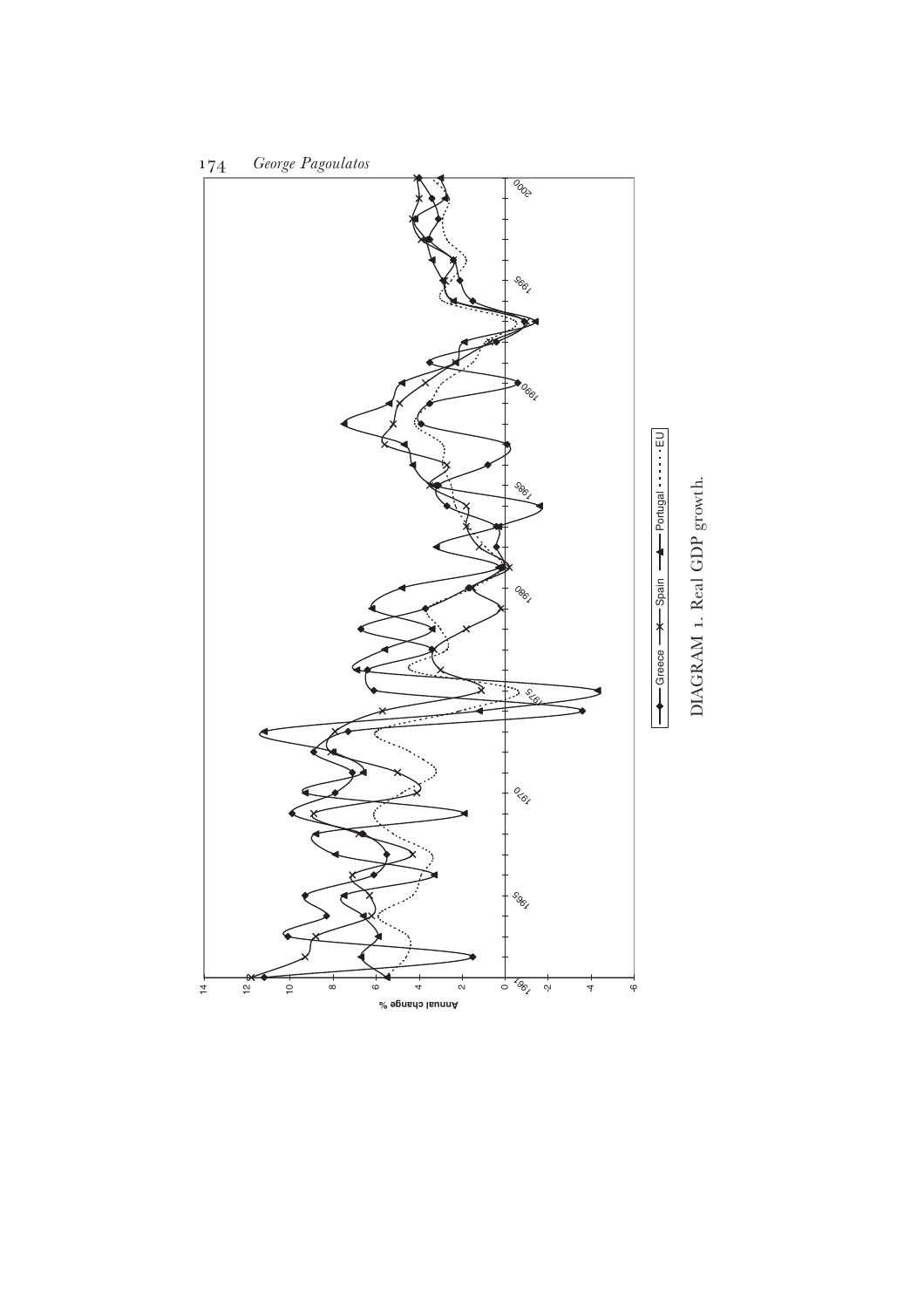DIAGRAM 1. Real GDP growth.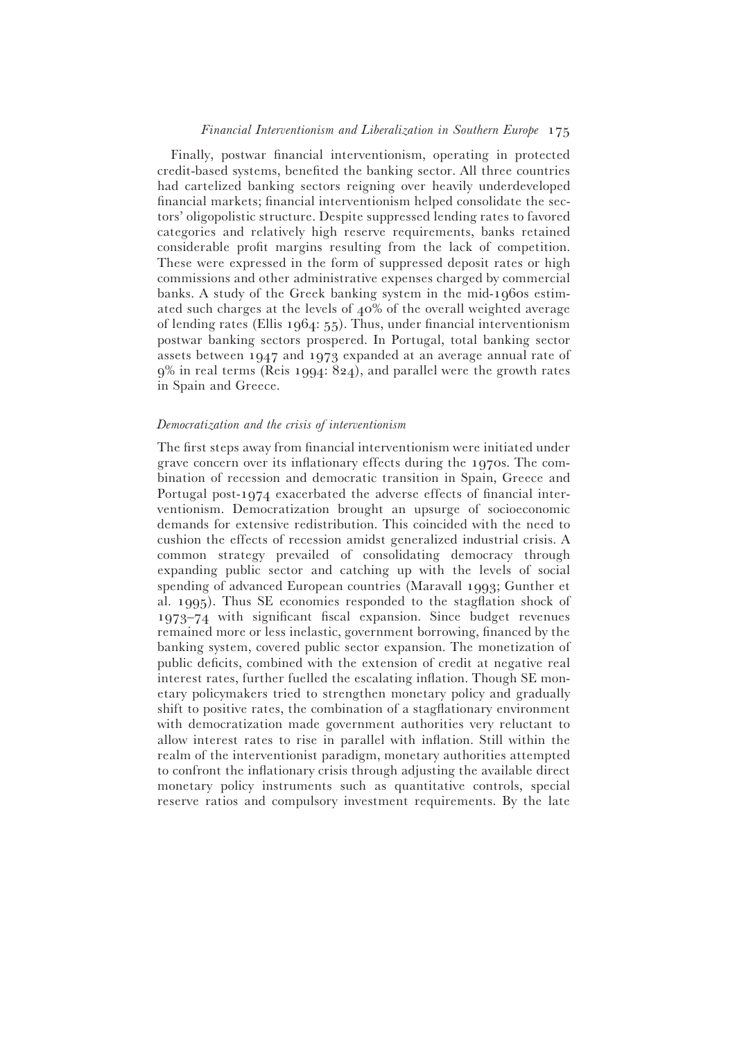Finally, postwar financial interventionism, operating in protected credit-based systems, benefited the banking sector. All three countries had cartelized banking sectors reigning over heavily underdeveloped financial markets; financial interventionism helped consolidate the sectors' oligopolistic structure. Despite suppressed lending rates to favored categories and relatively high reserve requirements, banks retained considerable profit margins resulting from the lack of competition. These were expressed in the form of suppressed deposit rates or high commissions and other administrative expenses charged by commercial banks. A study of the Greek banking system in the mid-1960s estimated such charges at the levels of 40% of the overall weighted average of lending rates (Ellis 1964: 55). Thus, under financial interventionism postwar banking sectors prospered. In Portugal, total banking sector assets between 1947 and 1973 expanded at an average annual rate of 9% in real terms (Reis 1994: 824), and parallel were the growth rates in Spain and Greece.

### *Democratization and the crisis of interventionism*

The first steps away from financial interventionism were initiated under grave concern over its inflationary effects during the 1970s. The combination of recession and democratic transition in Spain, Greece and Portugal post-1974 exacerbated the adverse effects of financial interventionism. Democratization brought an upsurge of socioeconomic demands for extensive redistribution. This coincided with the need to cushion the effects of recession amidst generalized industrial crisis. A common strategy prevailed of consolidating democracy through expanding public sector and catching up with the levels of social spending of advanced European countries (Maravall 1993; Gunther et al. 1995). Thus SE economies responded to the stagflation shock of 1973–74 with significant fiscal expansion. Since budget revenues remained more or less inelastic, government borrowing, financed by the banking system, covered public sector expansion. The monetization of public deficits, combined with the extension of credit at negative real interest rates, further fuelled the escalating inflation. Though SE monetary policymakers tried to strengthen monetary policy and gradually shift to positive rates, the combination of a stagflationary environment with democratization made government authorities very reluctant to allow interest rates to rise in parallel with inflation. Still within the realm of the interventionist paradigm, monetary authorities attempted to confront the inflationary crisis through adjusting the available direct monetary policy instruments such as quantitative controls, special reserve ratios and compulsory investment requirements. By the late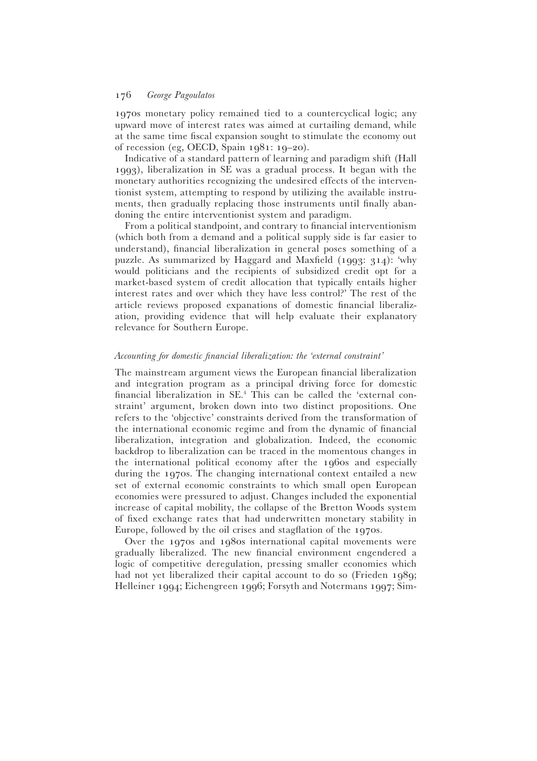1970s monetary policy remained tied to a countercyclical logic; any upward move of interest rates was aimed at curtailing demand, while at the same time fiscal expansion sought to stimulate the economy out of recession (eg, OECD, Spain 1981: 19–20).

Indicative of a standard pattern of learning and paradigm shift (Hall 1993), liberalization in SE was a gradual process. It began with the monetary authorities recognizing the undesired effects of the interventionist system, attempting to respond by utilizing the available instruments, then gradually replacing those instruments until finally abandoning the entire interventionist system and paradigm.

From a political standpoint, and contrary to financial interventionism (which both from a demand and a political supply side is far easier to understand), financial liberalization in general poses something of a puzzle. As summarized by Haggard and Maxfield (1993: 314): 'why would politicians and the recipients of subsidized credit opt for a market-based system of credit allocation that typically entails higher interest rates and over which they have less control?' The rest of the article reviews proposed expanations of domestic financial liberalization, providing evidence that will help evaluate their explanatory relevance for Southern Europe.

### *Accounting for domestic financial liberalization: the 'external constraint'*

The mainstream argument views the European financial liberalization and integration program as a principal driving force for domestic financial liberalization in SE.[4] This can be called the 'external constraint' argument, broken down into two distinct propositions. One refers to the 'objective' constraints derived from the transformation of the international economic regime and from the dynamic of financial liberalization, integration and globalization. Indeed, the economic backdrop to liberalization can be traced in the momentous changes in the international political economy after the 1960s and especially during the 1970s. The changing international context entailed a new set of external economic constraints to which small open European economies were pressured to adjust. Changes included the exponential increase of capital mobility, the collapse of the Bretton Woods system of fixed exchange rates that had underwritten monetary stability in Europe, followed by the oil crises and stagflation of the 1970s.

Over the 1970s and 1980s international capital movements were gradually liberalized. The new financial environment engendered a logic of competitive deregulation, pressing smaller economies which had not yet liberalized their capital account to do so (Frieden 1989; Helleiner 1994; Eichengreen 1996; Forsyth and Notermans 1997; Sim-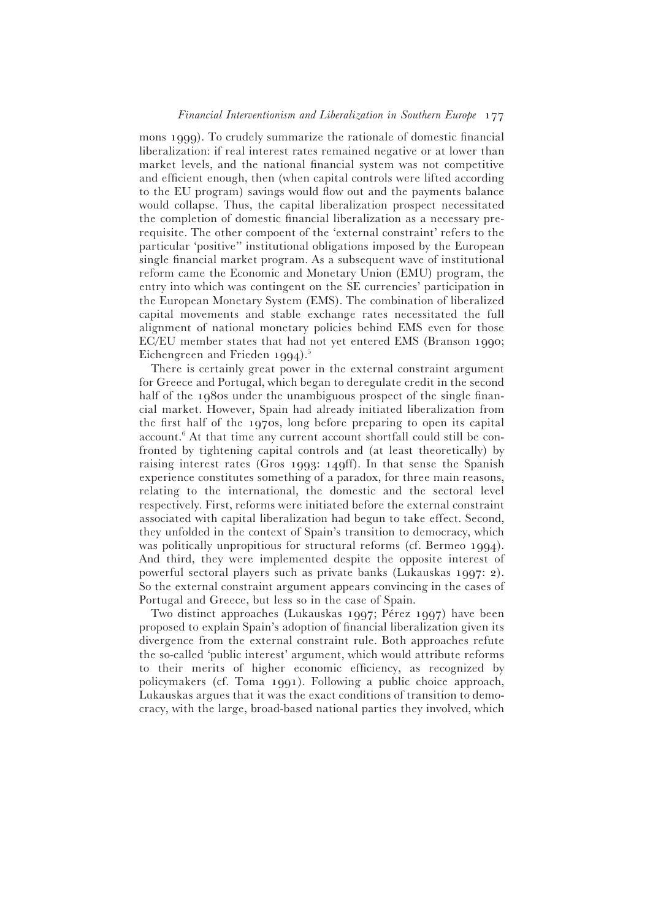mons 1999). To crudely summarize the rationale of domestic financial liberalization: if real interest rates remained negative or at lower than market levels, and the national financial system was not competitive and efficient enough, then (when capital controls were lifted according to the EU program) savings would flow out and the payments balance would collapse. Thus, the capital liberalization prospect necessitated the completion of domestic financial liberalization as a necessary prerequisite. The other compoent of the 'external constraint' refers to the particular 'positive'' institutional obligations imposed by the European single financial market program. As a subsequent wave of institutional reform came the Economic and Monetary Union (EMU) program, the entry into which was contingent on the SE currencies' participation in the European Monetary System (EMS). The combination of liberalized capital movements and stable exchange rates necessitated the full alignment of national monetary policies behind EMS even for those EC/EU member states that had not yet entered EMS (Branson 1990; Eichengreen and Frieden 1994).[5]

There is certainly great power in the external constraint argument for Greece and Portugal, which began to deregulate credit in the second half of the 1980s under the unambiguous prospect of the single financial market. However, Spain had already initiated liberalization from the first half of the 1970s, long before preparing to open its capital account.[6] At that time any current account shortfall could still be confronted by tightening capital controls and (at least theoretically) by raising interest rates (Gros 1993: 149ff). In that sense the Spanish experience constitutes something of a paradox, for three main reasons, relating to the international, the domestic and the sectoral level respectively. First, reforms were initiated before the external constraint associated with capital liberalization had begun to take effect. Second, they unfolded in the context of Spain's transition to democracy, which was politically unpropitious for structural reforms (cf. Bermeo 1994). And third, they were implemented despite the opposite interest of powerful sectoral players such as private banks (Lukauskas 1997: 2). So the external constraint argument appears convincing in the cases of Portugal and Greece, but less so in the case of Spain.

Two distinct approaches (Lukauskas 1997; Pérez 1997) have been proposed to explain Spain's adoption of financial liberalization given its divergence from the external constraint rule. Both approaches refute the so-called 'public interest' argument, which would attribute reforms to their merits of higher economic efficiency, as recognized by policymakers (cf. Toma 1991). Following a public choice approach, Lukauskas argues that it was the exact conditions of transition to democracy, with the large, broad-based national parties they involved, which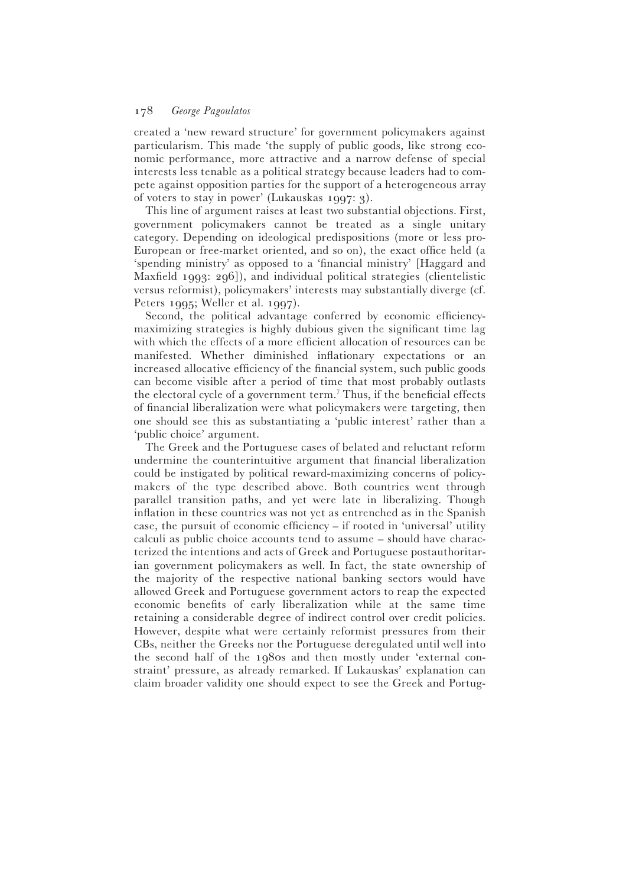created a 'new reward structure' for government policymakers against particularism. This made 'the supply of public goods, like strong economic performance, more attractive and a narrow defense of special interests less tenable as a political strategy because leaders had to compete against opposition parties for the support of a heterogeneous array of voters to stay in power' (Lukauskas 1997: 3).

This line of argument raises at least two substantial objections. First, government policymakers cannot be treated as a single unitary category. Depending on ideological predispositions (more or less pro-European or free-market oriented, and so on), the exact office held (a 'spending ministry' as opposed to a 'financial ministry' [Haggard and Maxfield 1993: 296]), and individual political strategies (clientelistic versus reformist), policymakers' interests may substantially diverge (cf. Peters 1995; Weller et al. 1997).

Second, the political advantage conferred by economic efficiency-maximizing strategies is highly dubious given the significant time lag with which the effects of a more efficient allocation of resources can be manifested. Whether diminished inflationary expectations or an increased allocative efficiency of the financial system, such public goods can become visible after a period of time that most probably outlasts the electoral cycle of a government term.[7] Thus, if the beneficial effects of financial liberalization were what policymakers were targeting, then one should see this as substantiating a 'public interest' rather than a 'public choice' argument.

The Greek and the Portuguese cases of belated and reluctant reform undermine the counterintuitive argument that financial liberalization could be instigated by political reward-maximizing concerns of policymakers of the type described above. Both countries went through parallel transition paths, and yet were late in liberalizing. Though inflation in these countries was not yet as entrenched as in the Spanish case, the pursuit of economic efficiency – if rooted in 'universal' utility calculi as public choice accounts tend to assume – should have characterized the intentions and acts of Greek and Portuguese postauthoritarian government policymakers as well. In fact, the state ownership of the majority of the respective national banking sectors would have allowed Greek and Portuguese government actors to reap the expected economic benefits of early liberalization while at the same time retaining a considerable degree of indirect control over credit policies. However, despite what were certainly reformist pressures from their CBs, neither the Greeks nor the Portuguese deregulated until well into the second half of the 1980s and then mostly under 'external constraint' pressure, as already remarked. If Lukauskas' explanation can claim broader validity one should expect to see the Greek and Portug-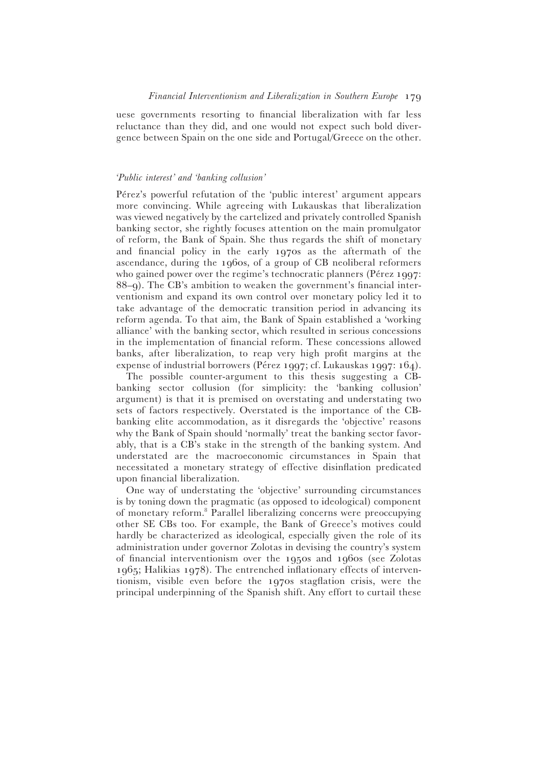uese governments resorting to financial liberalization with far less reluctance than they did, and one would not expect such bold divergence between Spain on the one side and Portugal/Greece on the other.

### *'Public interest' and 'banking collusion'*

Pérez's powerful refutation of the 'public interest' argument appears more convincing. While agreeing with Lukauskas that liberalization was viewed negatively by the cartelized and privately controlled Spanish banking sector, she rightly focuses attention on the main promulgator of reform, the Bank of Spain. She thus regards the shift of monetary and financial policy in the early 1970s as the aftermath of the ascendance, during the 1960s, of a group of CB neoliberal reformers who gained power over the regime's technocratic planners (Pérez 1997: 88–9). The CB's ambition to weaken the government's financial interventionism and expand its own control over monetary policy led it to take advantage of the democratic transition period in advancing its reform agenda. To that aim, the Bank of Spain established a 'working alliance' with the banking sector, which resulted in serious concessions in the implementation of financial reform. These concessions allowed banks, after liberalization, to reap very high profit margins at the expense of industrial borrowers (Pérez 1997; cf. Lukauskas 1997: 164).

The possible counter-argument to this thesis suggesting a CB-banking sector collusion (for simplicity: the 'banking collusion' argument) is that it is premised on overstating and understating two sets of factors respectively. Overstated is the importance of the CB-banking elite accommodation, as it disregards the 'objective' reasons why the Bank of Spain should 'normally' treat the banking sector favorably, that is a CB's stake in the strength of the banking system. And understated are the macroeconomic circumstances in Spain that necessitated a monetary strategy of effective disinflation predicated upon financial liberalization.

One way of understating the 'objective' surrounding circumstances is by toning down the pragmatic (as opposed to ideological) component of monetary reform.[8] Parallel liberalizing concerns were preoccupying other SE CBs too. For example, the Bank of Greece's motives could hardly be characterized as ideological, especially given the role of its administration under governor Zolotas in devising the country's system of financial interventionism over the 1950s and 1960s (see Zolotas 1965; Halikias 1978). The entrenched inflationary effects of interventionism, visible even before the 1970s stagflation crisis, were the principal underpinning of the Spanish shift. Any effort to curtail these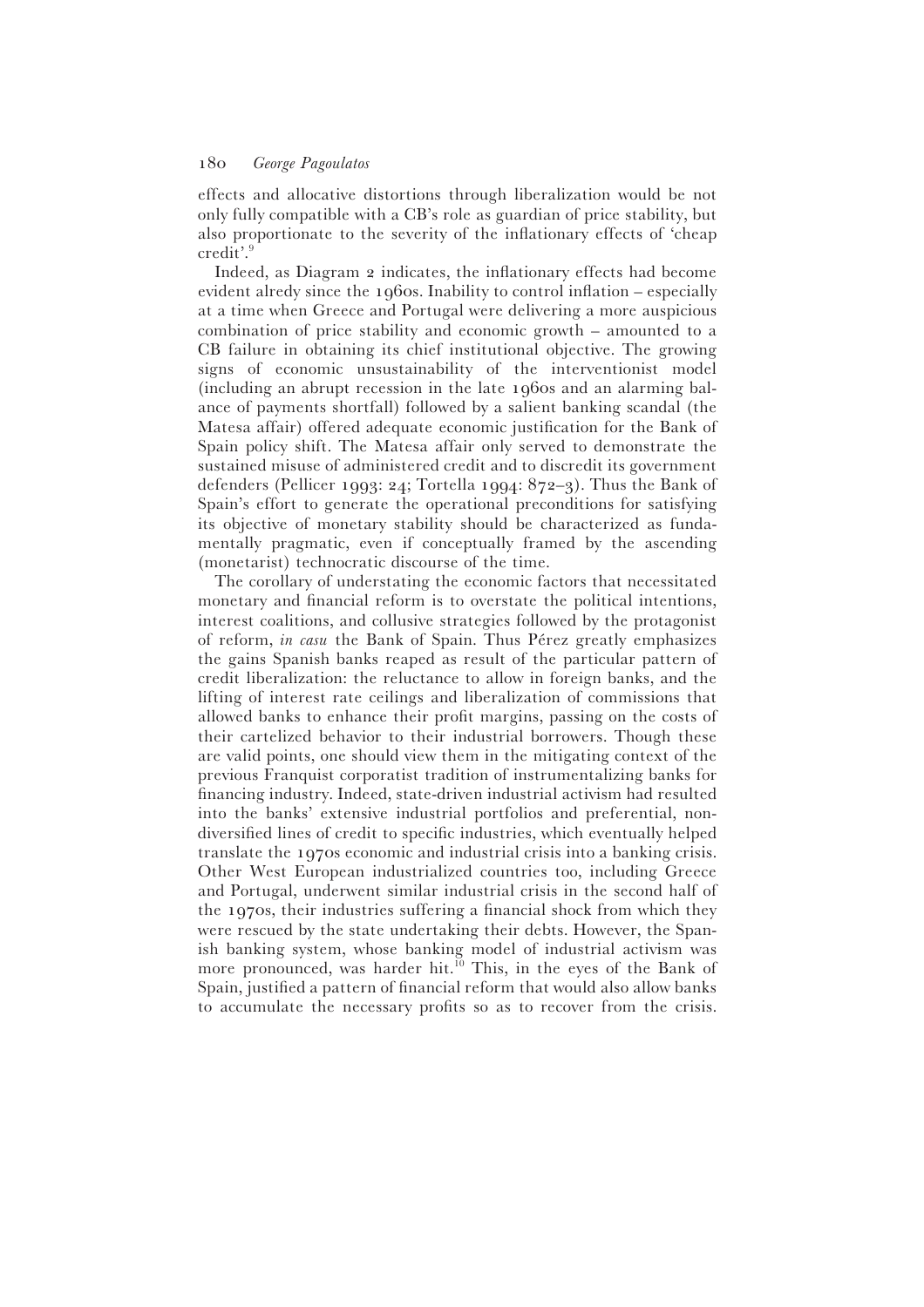effects and allocative distortions through liberalization would be not only fully compatible with a CB's role as guardian of price stability, but also proportionate to the severity of the inflationary effects of 'cheap credit'.[9]

Indeed, as Diagram 2 indicates, the inflationary effects had become evident alredy since the 1960s. Inability to control inflation – especially at a time when Greece and Portugal were delivering a more auspicious combination of price stability and economic growth – amounted to a CB failure in obtaining its chief institutional objective. The growing signs of economic unsustainability of the interventionist model (including an abrupt recession in the late 1960s and an alarming balance of payments shortfall) followed by a salient banking scandal (the Matesa affair) offered adequate economic justification for the Bank of Spain policy shift. The Matesa affair only served to demonstrate the sustained misuse of administered credit and to discredit its government defenders (Pellicer 1993: 24; Tortella 1994: 872–3). Thus the Bank of Spain's effort to generate the operational preconditions for satisfying its objective of monetary stability should be characterized as fundamentally pragmatic, even if conceptually framed by the ascending (monetarist) technocratic discourse of the time.

The corollary of understating the economic factors that necessitated monetary and financial reform is to overstate the political intentions, interest coalitions, and collusive strategies followed by the protagonist of reform, *in casu* the Bank of Spain. Thus Pérez greatly emphasizes the gains Spanish banks reaped as result of the particular pattern of credit liberalization: the reluctance to allow in foreign banks, and the lifting of interest rate ceilings and liberalization of commissions that allowed banks to enhance their profit margins, passing on the costs of their cartelized behavior to their industrial borrowers. Though these are valid points, one should view them in the mitigating context of the previous Franquist corporatist tradition of instrumentalizing banks for financing industry. Indeed, state-driven industrial activism had resulted into the banks' extensive industrial portfolios and preferential, nondiversified lines of credit to specific industries, which eventually helped translate the 1970s economic and industrial crisis into a banking crisis. Other West European industrialized countries too, including Greece and Portugal, underwent similar industrial crisis in the second half of the 1970s, their industries suffering a financial shock from which they were rescued by the state undertaking their debts. However, the Spanish banking system, whose banking model of industrial activism was more pronounced, was harder hit.[10] This, in the eyes of the Bank of Spain, justified a pattern of financial reform that would also allow banks to accumulate the necessary profits so as to recover from the crisis.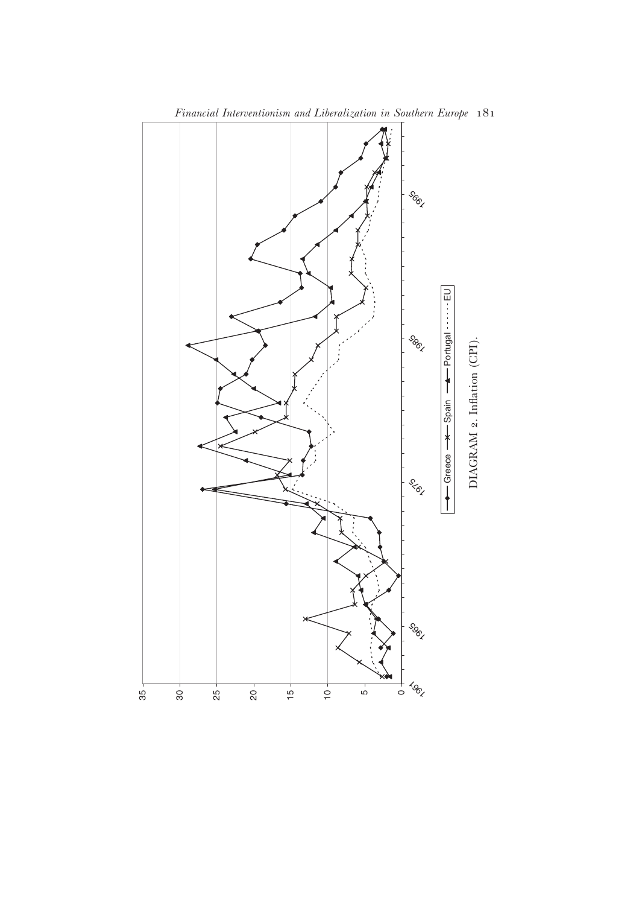DIAGRAM 2. Inflation (CPI).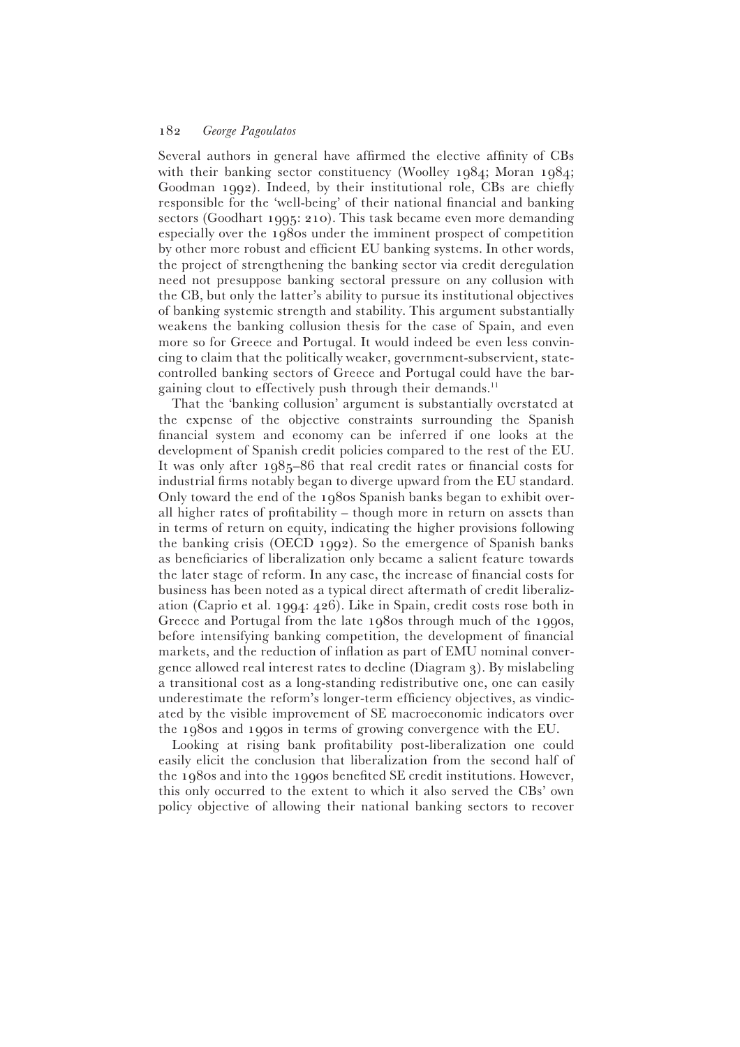Several authors in general have affirmed the elective affinity of CBs with their banking sector constituency (Woolley 1984; Moran 1984; Goodman 1992). Indeed, by their institutional role, CBs are chiefly responsible for the 'well-being' of their national financial and banking sectors (Goodhart 1995: 210). This task became even more demanding especially over the 1980s under the imminent prospect of competition by other more robust and efficient EU banking systems. In other words, the project of strengthening the banking sector via credit deregulation need not presuppose banking sectoral pressure on any collusion with the CB, but only the latter's ability to pursue its institutional objectives of banking systemic strength and stability. This argument substantially weakens the banking collusion thesis for the case of Spain, and even more so for Greece and Portugal. It would indeed be even less convincing to claim that the politically weaker, government-subservient, state-controlled banking sectors of Greece and Portugal could have the bargaining clout to effectively push through their demands.[11]

That the 'banking collusion' argument is substantially overstated at the expense of the objective constraints surrounding the Spanish financial system and economy can be inferred if one looks at the development of Spanish credit policies compared to the rest of the EU. It was only after 1985–86 that real credit rates or financial costs for industrial firms notably began to diverge upward from the EU standard. Only toward the end of the 1980s Spanish banks began to exhibit overall higher rates of profitability – though more in return on assets than in terms of return on equity, indicating the higher provisions following the banking crisis (OECD 1992). So the emergence of Spanish banks as beneficiaries of liberalization only became a salient feature towards the later stage of reform. In any case, the increase of financial costs for business has been noted as a typical direct aftermath of credit liberalization (Caprio et al. 1994: 426). Like in Spain, credit costs rose both in Greece and Portugal from the late 1980s through much of the 1990s, before intensifying banking competition, the development of financial markets, and the reduction of inflation as part of EMU nominal convergence allowed real interest rates to decline (Diagram 3). By mislabeling a transitional cost as a long-standing redistributive one, one can easily underestimate the reform's longer-term efficiency objectives, as vindicated by the visible improvement of SE macroeconomic indicators over the 1980s and 1990s in terms of growing convergence with the EU.

Looking at rising bank profitability post-liberalization one could easily elicit the conclusion that liberalization from the second half of the 1980s and into the 1990s benefited SE credit institutions. However, this only occurred to the extent to which it also served the CBs' own policy objective of allowing their national banking sectors to recover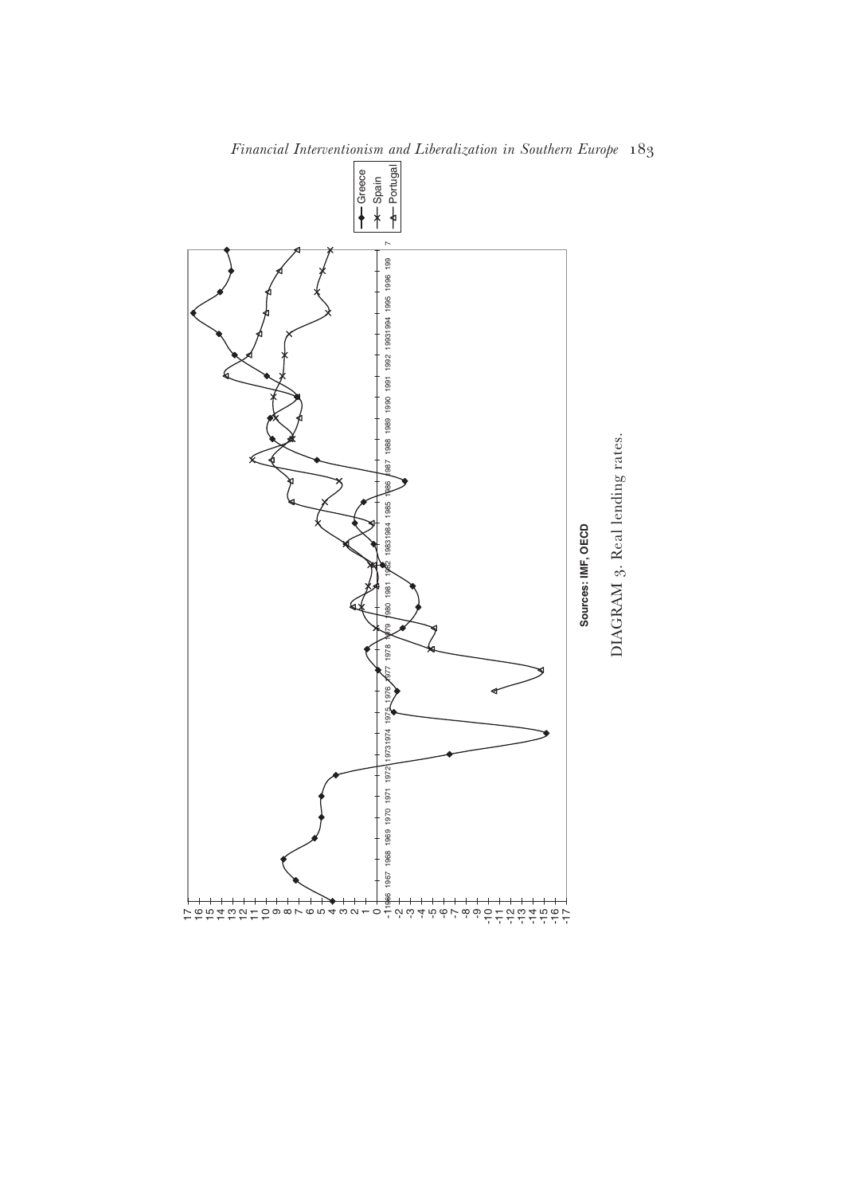Sources: IMF, OECD

DIAGRAM 3. Real lending rates.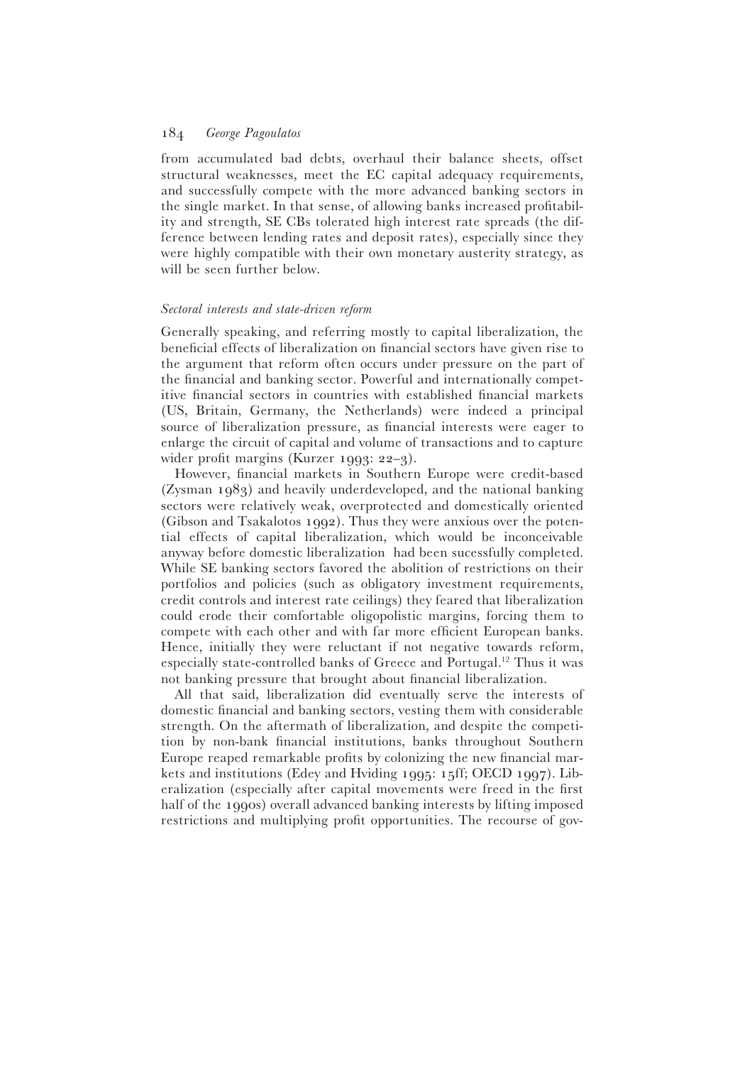from accumulated bad debts, overhaul their balance sheets, offset structural weaknesses, meet the EC capital adequacy requirements, and successfully compete with the more advanced banking sectors in the single market. In that sense, of allowing banks increased profitability and strength, SE CBs tolerated high interest rate spreads (the difference between lending rates and deposit rates), especially since they were highly compatible with their own monetary austerity strategy, as will be seen further below.

### *Sectoral interests and state-driven reform*

Generally speaking, and referring mostly to capital liberalization, the beneficial effects of liberalization on financial sectors have given rise to the argument that reform often occurs under pressure on the part of the financial and banking sector. Powerful and internationally competitive financial sectors in countries with established financial markets (US, Britain, Germany, the Netherlands) were indeed a principal source of liberalization pressure, as financial interests were eager to enlarge the circuit of capital and volume of transactions and to capture wider profit margins (Kurzer 1993: 22–3).

However, financial markets in Southern Europe were credit-based (Zysman 1983) and heavily underdeveloped, and the national banking sectors were relatively weak, overprotected and domestically oriented (Gibson and Tsakalotos 1992). Thus they were anxious over the potential effects of capital liberalization, which would be inconceivable anyway before domestic liberalization had been sucessfully completed. While SE banking sectors favored the abolition of restrictions on their portfolios and policies (such as obligatory investment requirements, credit controls and interest rate ceilings) they feared that liberalization could erode their comfortable oligopolistic margins, forcing them to compete with each other and with far more efficient European banks. Hence, initially they were reluctant if not negative towards reform, especially state-controlled banks of Greece and Portugal.[12] Thus it was not banking pressure that brought about financial liberalization.

All that said, liberalization did eventually serve the interests of domestic financial and banking sectors, vesting them with considerable strength. On the aftermath of liberalization, and despite the competition by non-bank financial institutions, banks throughout Southern Europe reaped remarkable profits by colonizing the new financial markets and institutions (Edey and Hviding 1995: 15ff; OECD 1997). Liberalization (especially after capital movements were freed in the first half of the 1990s) overall advanced banking interests by lifting imposed restrictions and multiplying profit opportunities. The recourse of gov-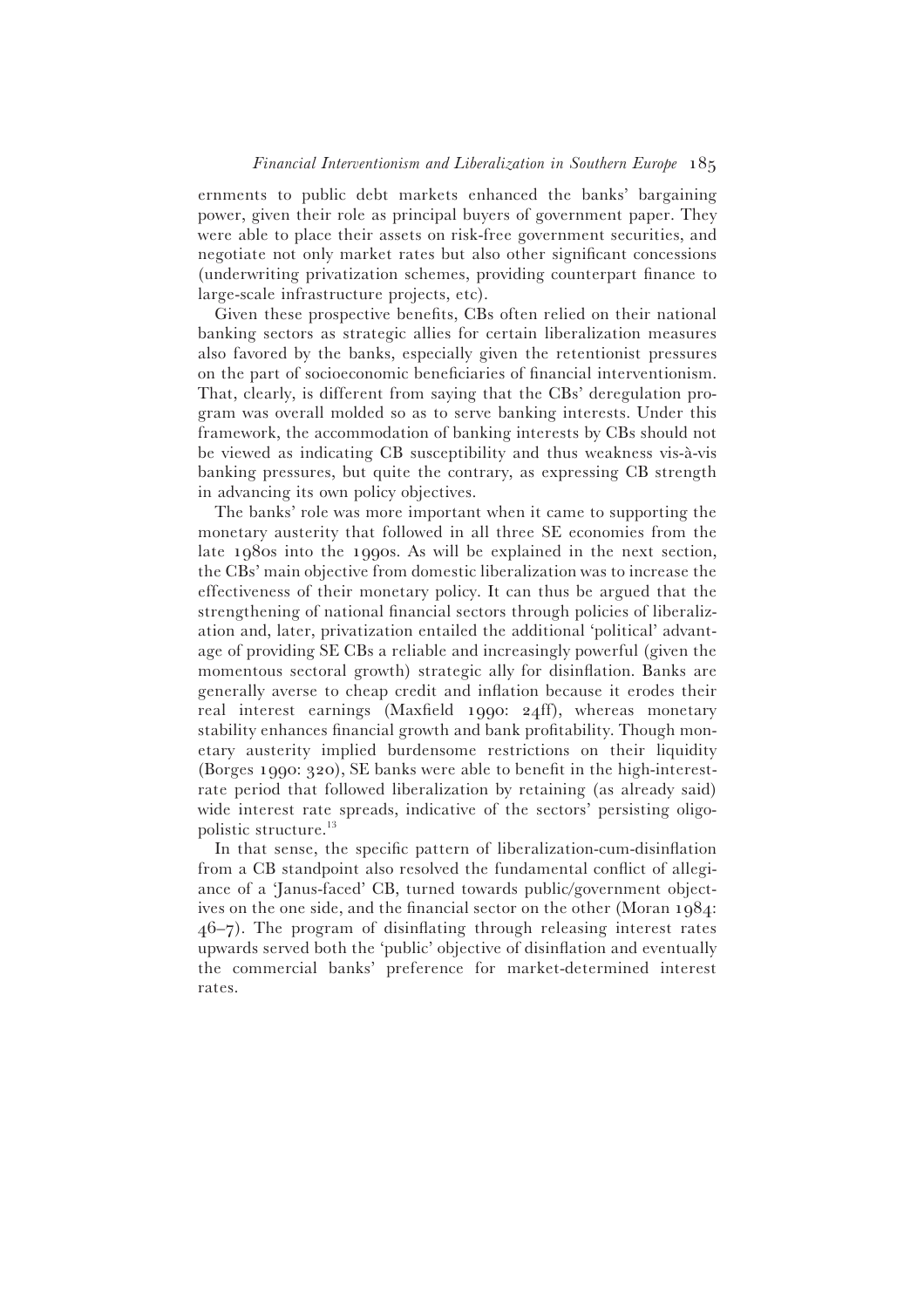ernments to public debt markets enhanced the banks' bargaining power, given their role as principal buyers of government paper. They were able to place their assets on risk-free government securities, and negotiate not only market rates but also other significant concessions (underwriting privatization schemes, providing counterpart finance to large-scale infrastructure projects, etc).

Given these prospective benefits, CBs often relied on their national banking sectors as strategic allies for certain liberalization measures also favored by the banks, especially given the retentionist pressures on the part of socioeconomic beneficiaries of financial interventionism. That, clearly, is different from saying that the CBs' deregulation program was overall molded so as to serve banking interests. Under this framework, the accommodation of banking interests by CBs should not be viewed as indicating CB susceptibility and thus weakness vis-à-vis banking pressures, but quite the contrary, as expressing CB strength in advancing its own policy objectives.

The banks' role was more important when it came to supporting the monetary austerity that followed in all three SE economies from the late 1980s into the 1990s. As will be explained in the next section, the CBs' main objective from domestic liberalization was to increase the effectiveness of their monetary policy. It can thus be argued that the strengthening of national financial sectors through policies of liberalization and, later, privatization entailed the additional 'political' advantage of providing SE CBs a reliable and increasingly powerful (given the momentous sectoral growth) strategic ally for disinflation. Banks are generally averse to cheap credit and inflation because it erodes their real interest earnings (Maxfield 1990: 24ff), whereas monetary stability enhances financial growth and bank profitability. Though monetary austerity implied burdensome restrictions on their liquidity (Borges 1990: 320), SE banks were able to benefit in the high-interest-rate period that followed liberalization by retaining (as already said) wide interest rate spreads, indicative of the sectors' persisting oligopolistic structure.[13]

In that sense, the specific pattern of liberalization-cum-disinflation from a CB standpoint also resolved the fundamental conflict of allegiance of a 'Janus-faced' CB, turned towards public/government objectives on the one side, and the financial sector on the other (Moran 1984: 46–7). The program of disinflating through releasing interest rates upwards served both the 'public' objective of disinflation and eventually the commercial banks' preference for market-determined interest rates.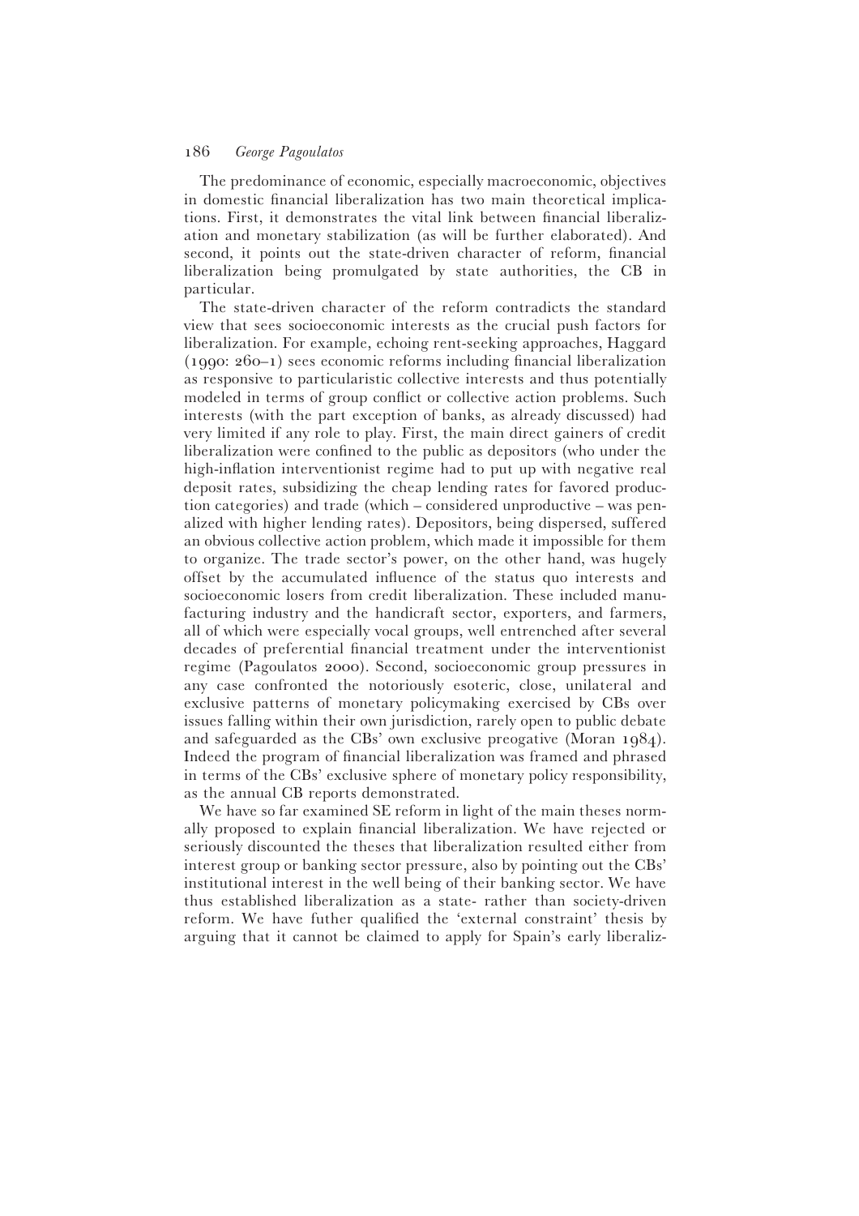The predominance of economic, especially macroeconomic, objectives in domestic financial liberalization has two main theoretical implications. First, it demonstrates the vital link between financial liberalization and monetary stabilization (as will be further elaborated). And second, it points out the state-driven character of reform, financial liberalization being promulgated by state authorities, the CB in particular.

The state-driven character of the reform contradicts the standard view that sees socioeconomic interests as the crucial push factors for liberalization. For example, echoing rent-seeking approaches, Haggard (1990: 260–1) sees economic reforms including financial liberalization as responsive to particularistic collective interests and thus potentially modeled in terms of group conflict or collective action problems. Such interests (with the part exception of banks, as already discussed) had very limited if any role to play. First, the main direct gainers of credit liberalization were confined to the public as depositors (who under the high-inflation interventionist regime had to put up with negative real deposit rates, subsidizing the cheap lending rates for favored production categories) and trade (which – considered unproductive – was penalized with higher lending rates). Depositors, being dispersed, suffered an obvious collective action problem, which made it impossible for them to organize. The trade sector's power, on the other hand, was hugely offset by the accumulated influence of the status quo interests and socioeconomic losers from credit liberalization. These included manufacturing industry and the handicraft sector, exporters, and farmers, all of which were especially vocal groups, well entrenched after several decades of preferential financial treatment under the interventionist regime (Pagoulatos 2000). Second, socioeconomic group pressures in any case confronted the notoriously esoteric, close, unilateral and exclusive patterns of monetary policymaking exercised by CBs over issues falling within their own jurisdiction, rarely open to public debate and safeguarded as the CBs' own exclusive preogative (Moran 1984). Indeed the program of financial liberalization was framed and phrased in terms of the CBs' exclusive sphere of monetary policy responsibility, as the annual CB reports demonstrated.

We have so far examined SE reform in light of the main theses normally proposed to explain financial liberalization. We have rejected or seriously discounted the theses that liberalization resulted either from interest group or banking sector pressure, also by pointing out the CBs' institutional interest in the well being of their banking sector. We have thus established liberalization as a state- rather than society-driven reform. We have futher qualified the 'external constraint' thesis by arguing that it cannot be claimed to apply for Spain's early liberaliz-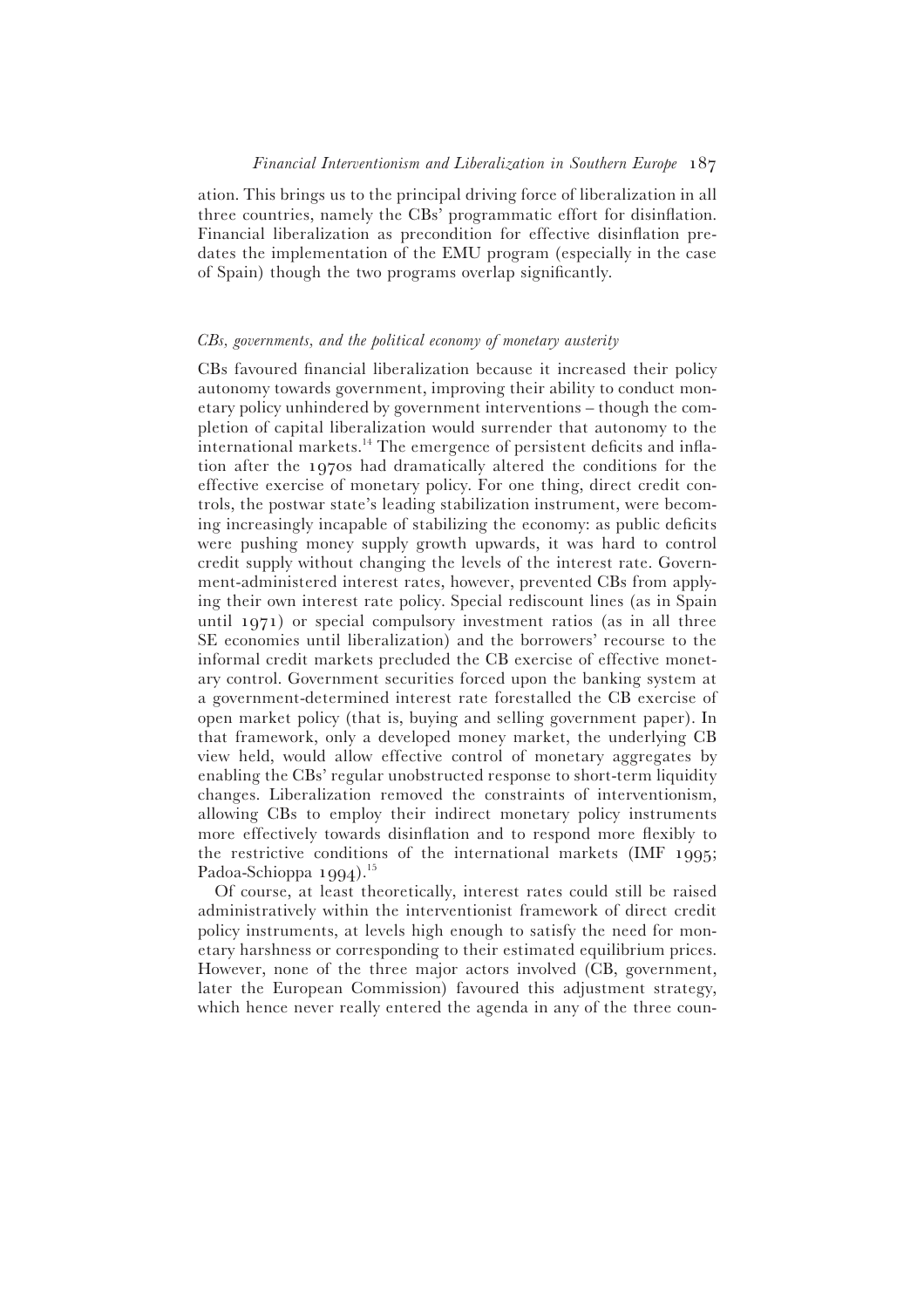ation. This brings us to the principal driving force of liberalization in all three countries, namely the CBs' programmatic effort for disinflation. Financial liberalization as precondition for effective disinflation predates the implementation of the EMU program (especially in the case of Spain) though the two programs overlap significantly.

### *CBs, governments, and the political economy of monetary austerity*

CBs favoured financial liberalization because it increased their policy autonomy towards government, improving their ability to conduct monetary policy unhindered by government interventions – though the completion of capital liberalization would surrender that autonomy to the international markets.[14] The emergence of persistent deficits and inflation after the 1970s had dramatically altered the conditions for the effective exercise of monetary policy. For one thing, direct credit controls, the postwar state's leading stabilization instrument, were becoming increasingly incapable of stabilizing the economy: as public deficits were pushing money supply growth upwards, it was hard to control credit supply without changing the levels of the interest rate. Government-administered interest rates, however, prevented CBs from applying their own interest rate policy. Special rediscount lines (as in Spain until 1971) or special compulsory investment ratios (as in all three SE economies until liberalization) and the borrowers' recourse to the informal credit markets precluded the CB exercise of effective monetary control. Government securities forced upon the banking system at a government-determined interest rate forestalled the CB exercise of open market policy (that is, buying and selling government paper). In that framework, only a developed money market, the underlying CB view held, would allow effective control of monetary aggregates by enabling the CBs' regular unobstructed response to short-term liquidity changes. Liberalization removed the constraints of interventionism, allowing CBs to employ their indirect monetary policy instruments more effectively towards disinflation and to respond more flexibly to the restrictive conditions of the international markets (IMF 1995; Padoa-Schioppa 1994).[15]

Of course, at least theoretically, interest rates could still be raised administratively within the interventionist framework of direct credit policy instruments, at levels high enough to satisfy the need for monetary harshness or corresponding to their estimated equilibrium prices. However, none of the three major actors involved (CB, government, later the European Commission) favoured this adjustment strategy, which hence never really entered the agenda in any of the three coun-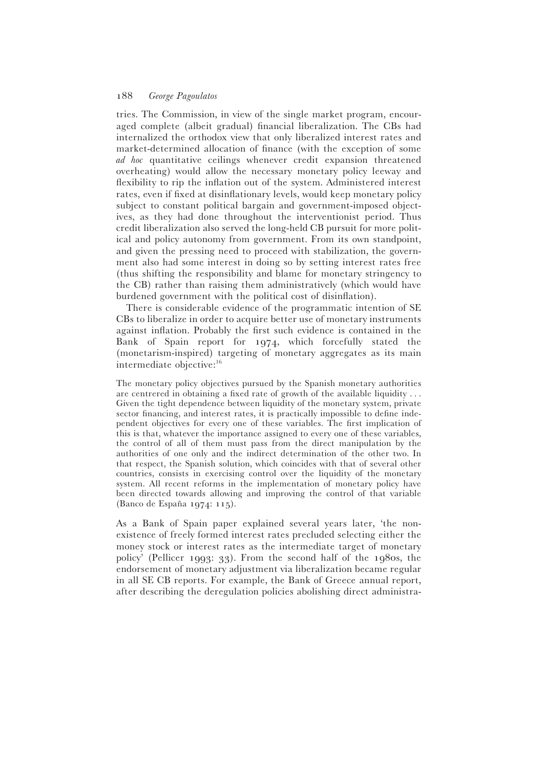tries. The Commission, in view of the single market program, encouraged complete (albeit gradual) financial liberalization. The CBs had internalized the orthodox view that only liberalized interest rates and market-determined allocation of finance (with the exception of some *ad hoc* quantitative ceilings whenever credit expansion threatened overheating) would allow the necessary monetary policy leeway and flexibility to rip the inflation out of the system. Administered interest rates, even if fixed at disinflationary levels, would keep monetary policy subject to constant political bargain and government-imposed objectives, as they had done throughout the interventionist period. Thus credit liberalization also served the long-held CB pursuit for more political and policy autonomy from government. From its own standpoint, and given the pressing need to proceed with stabilization, the government also had some interest in doing so by setting interest rates free (thus shifting the responsibility and blame for monetary stringency to the CB) rather than raising them administratively (which would have burdened government with the political cost of disinflation).

There is considerable evidence of the programmatic intention of SE CBs to liberalize in order to acquire better use of monetary instruments against inflation. Probably the first such evidence is contained in the Bank of Spain report for 1974, which forcefully stated the (monetarism-inspired) targeting of monetary aggregates as its main intermediate objective:[16]

> The monetary policy objectives pursued by the Spanish monetary authorities are centrered in obtaining a fixed rate of growth of the available liquidity . . . Given the tight dependence between liquidity of the monetary system, private sector financing, and interest rates, it is practically impossible to define independent objectives for every one of these variables. The first implication of this is that, whatever the importance assigned to every one of these variables, the control of all of them must pass from the direct manipulation by the authorities of one only and the indirect determination of the other two. In that respect, the Spanish solution, which coincides with that of several other countries, consists in exercising control over the liquidity of the monetary system. All recent reforms in the implementation of monetary policy have been directed towards allowing and improving the control of that variable (Banco de España 1974: 115).

As a Bank of Spain paper explained several years later, 'the non-existence of freely formed interest rates precluded selecting either the money stock or interest rates as the intermediate target of monetary policy' (Pellicer 1993: 33). From the second half of the 1980s, the endorsement of monetary adjustment via liberalization became regular in all SE CB reports. For example, the Bank of Greece annual report, after describing the deregulation policies abolishing direct administra-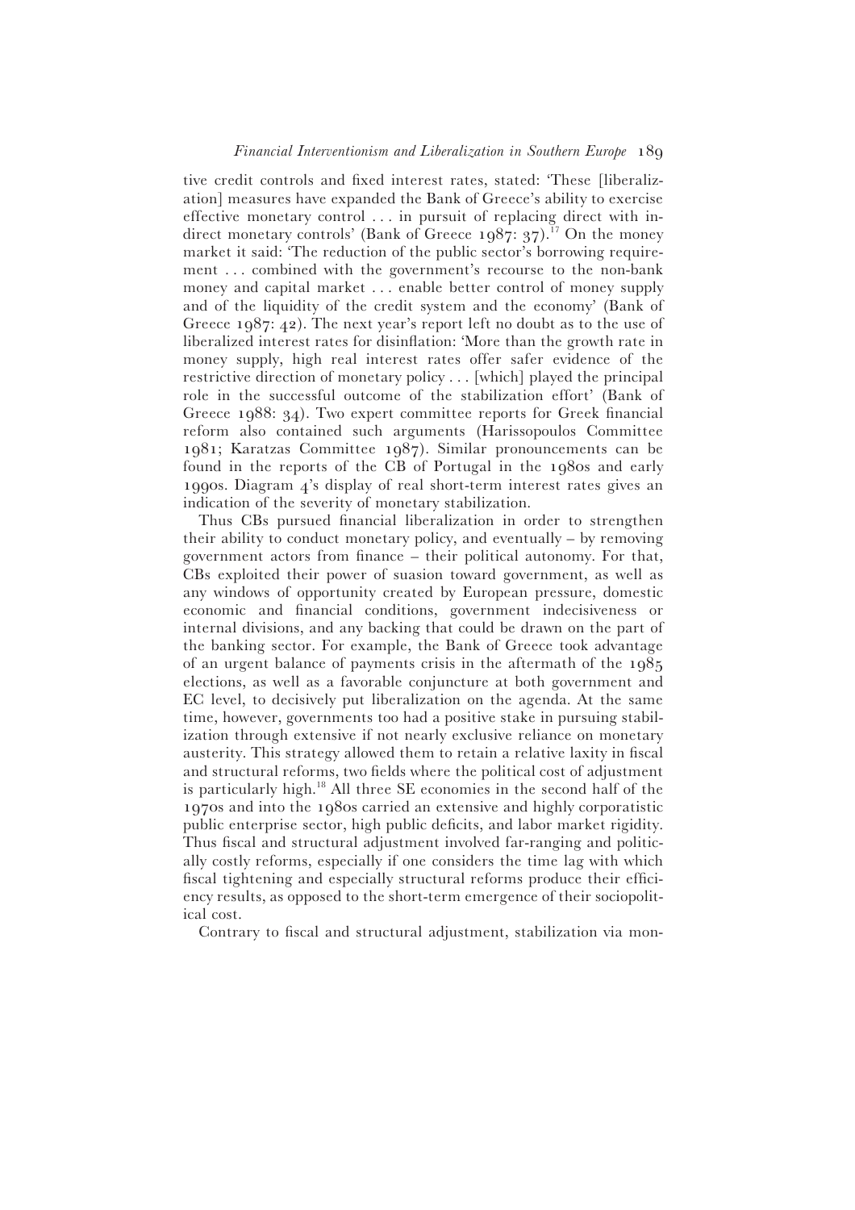tive credit controls and fixed interest rates, stated: 'These [liberalization] measures have expanded the Bank of Greece's ability to exercise effective monetary control . . . in pursuit of replacing direct with indirect monetary controls' (Bank of Greece 1987: 37).[17] On the money market it said: 'The reduction of the public sector's borrowing requirement . . . combined with the government's recourse to the non-bank money and capital market . . . enable better control of money supply and of the liquidity of the credit system and the economy' (Bank of Greece 1987: 42). The next year's report left no doubt as to the use of liberalized interest rates for disinflation: 'More than the growth rate in money supply, high real interest rates offer safer evidence of the restrictive direction of monetary policy . . . [which] played the principal role in the successful outcome of the stabilization effort' (Bank of Greece 1988: 34). Two expert committee reports for Greek financial reform also contained such arguments (Harissopoulos Committee 1981; Karatzas Committee 1987). Similar pronouncements can be found in the reports of the CB of Portugal in the 1980s and early 1990s. Diagram 4's display of real short-term interest rates gives an indication of the severity of monetary stabilization.

Thus CBs pursued financial liberalization in order to strengthen their ability to conduct monetary policy, and eventually – by removing government actors from finance – their political autonomy. For that, CBs exploited their power of suasion toward government, as well as any windows of opportunity created by European pressure, domestic economic and financial conditions, government indecisiveness or internal divisions, and any backing that could be drawn on the part of the banking sector. For example, the Bank of Greece took advantage of an urgent balance of payments crisis in the aftermath of the 1985 elections, as well as a favorable conjuncture at both government and EC level, to decisively put liberalization on the agenda. At the same time, however, governments too had a positive stake in pursuing stabilization through extensive if not nearly exclusive reliance on monetary austerity. This strategy allowed them to retain a relative laxity in fiscal and structural reforms, two fields where the political cost of adjustment is particularly high.[18] All three SE economies in the second half of the 1970s and into the 1980s carried an extensive and highly corporatistic public enterprise sector, high public deficits, and labor market rigidity. Thus fiscal and structural adjustment involved far-ranging and politically costly reforms, especially if one considers the time lag with which fiscal tightening and especially structural reforms produce their efficiency results, as opposed to the short-term emergence of their sociopolitical cost.

Contrary to fiscal and structural adjustment, stabilization via mon-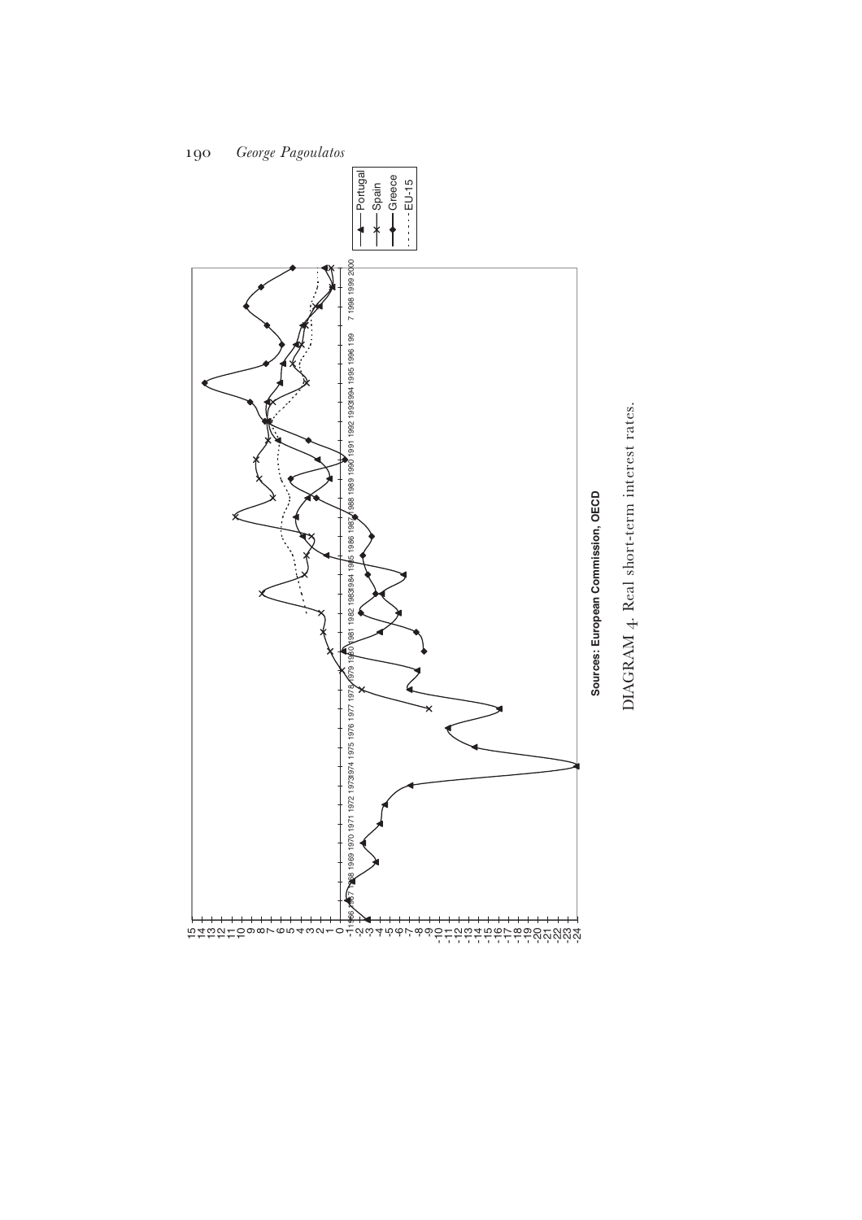Sources: European Commission, OECD

DIAGRAM 4. Real short-term interest rates.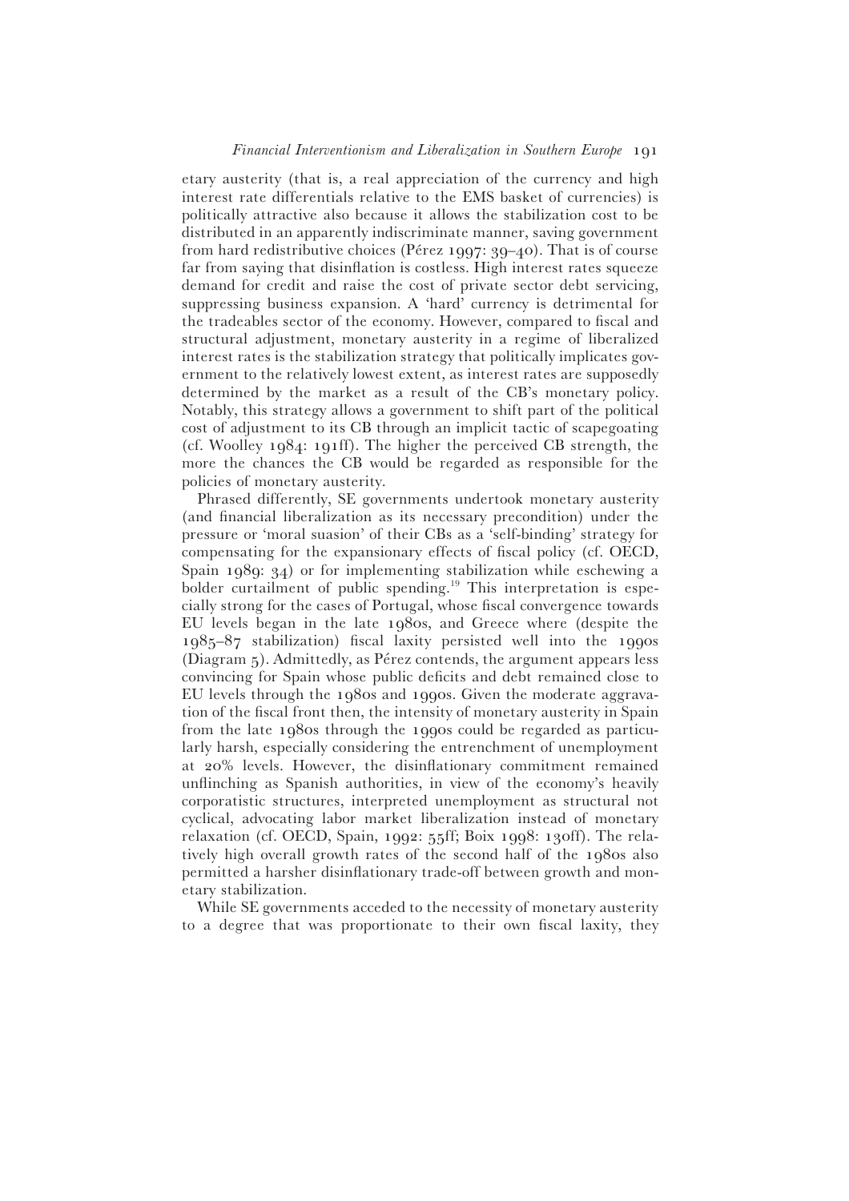etary austerity (that is, a real appreciation of the currency and high interest rate differentials relative to the EMS basket of currencies) is politically attractive also because it allows the stabilization cost to be distributed in an apparently indiscriminate manner, saving government from hard redistributive choices (Pérez 1997: 39–40). That is of course far from saying that disinflation is costless. High interest rates squeeze demand for credit and raise the cost of private sector debt servicing, suppressing business expansion. A 'hard' currency is detrimental for the tradeables sector of the economy. However, compared to fiscal and structural adjustment, monetary austerity in a regime of liberalized interest rates is the stabilization strategy that politically implicates government to the relatively lowest extent, as interest rates are supposedly determined by the market as a result of the CB's monetary policy. Notably, this strategy allows a government to shift part of the political cost of adjustment to its CB through an implicit tactic of scapegoating (cf. Woolley 1984: 191ff). The higher the perceived CB strength, the more the chances the CB would be regarded as responsible for the policies of monetary austerity.

Phrased differently, SE governments undertook monetary austerity (and financial liberalization as its necessary precondition) under the pressure or 'moral suasion' of their CBs as a 'self-binding' strategy for compensating for the expansionary effects of fiscal policy (cf. OECD, Spain 1989: 34) or for implementing stabilization while eschewing a bolder curtailment of public spending.[19] This interpretation is especially strong for the cases of Portugal, whose fiscal convergence towards EU levels began in the late 1980s, and Greece where (despite the 1985–87 stabilization) fiscal laxity persisted well into the 1990s (Diagram 5). Admittedly, as Pérez contends, the argument appears less convincing for Spain whose public deficits and debt remained close to EU levels through the 1980s and 1990s. Given the moderate aggravation of the fiscal front then, the intensity of monetary austerity in Spain from the late 1980s through the 1990s could be regarded as particularly harsh, especially considering the entrenchment of unemployment at 20% levels. However, the disinflationary commitment remained unflinching as Spanish authorities, in view of the economy's heavily corporatistic structures, interpreted unemployment as structural not cyclical, advocating labor market liberalization instead of monetary relaxation (cf. OECD, Spain, 1992: 55ff; Boix 1998: 130ff). The relatively high overall growth rates of the second half of the 1980s also permitted a harsher disinflationary trade-off between growth and monetary stabilization.

While SE governments acceded to the necessity of monetary austerity to a degree that was proportionate to their own fiscal laxity, they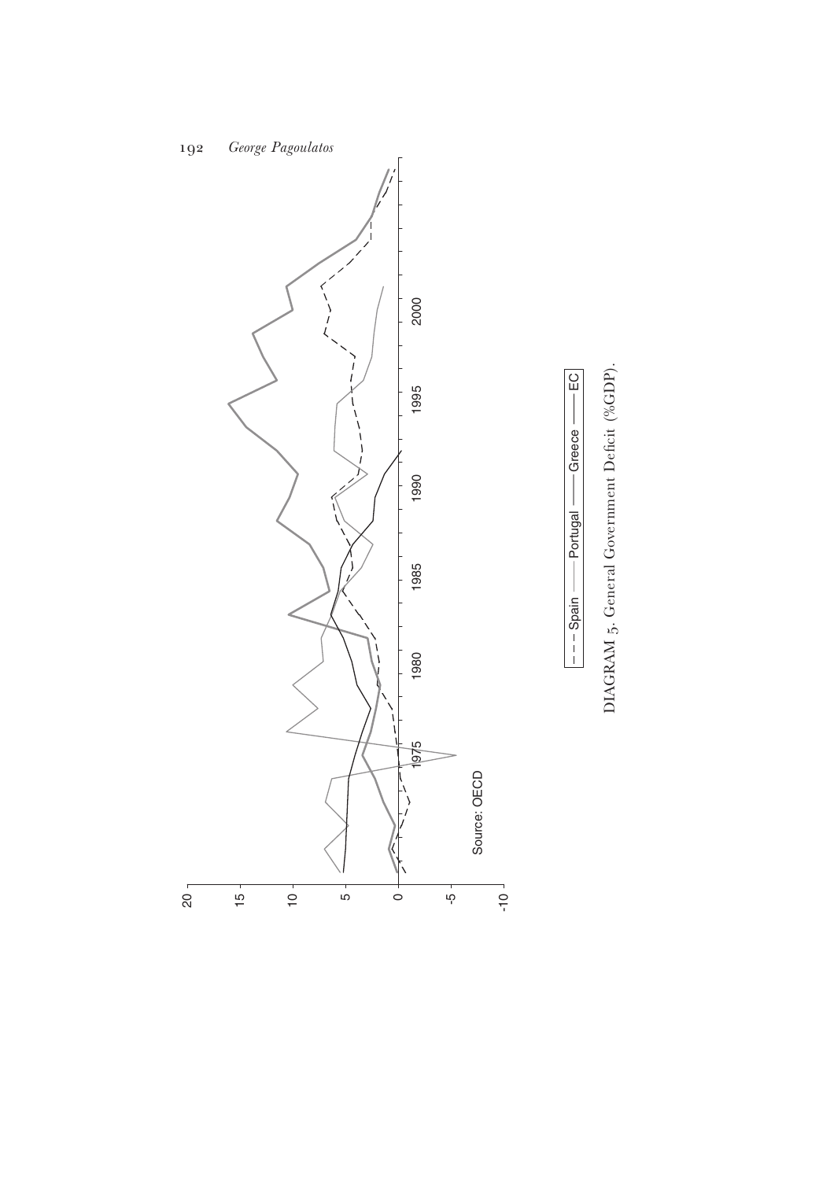DIAGRAM 5. General Government Deficit (%GDP).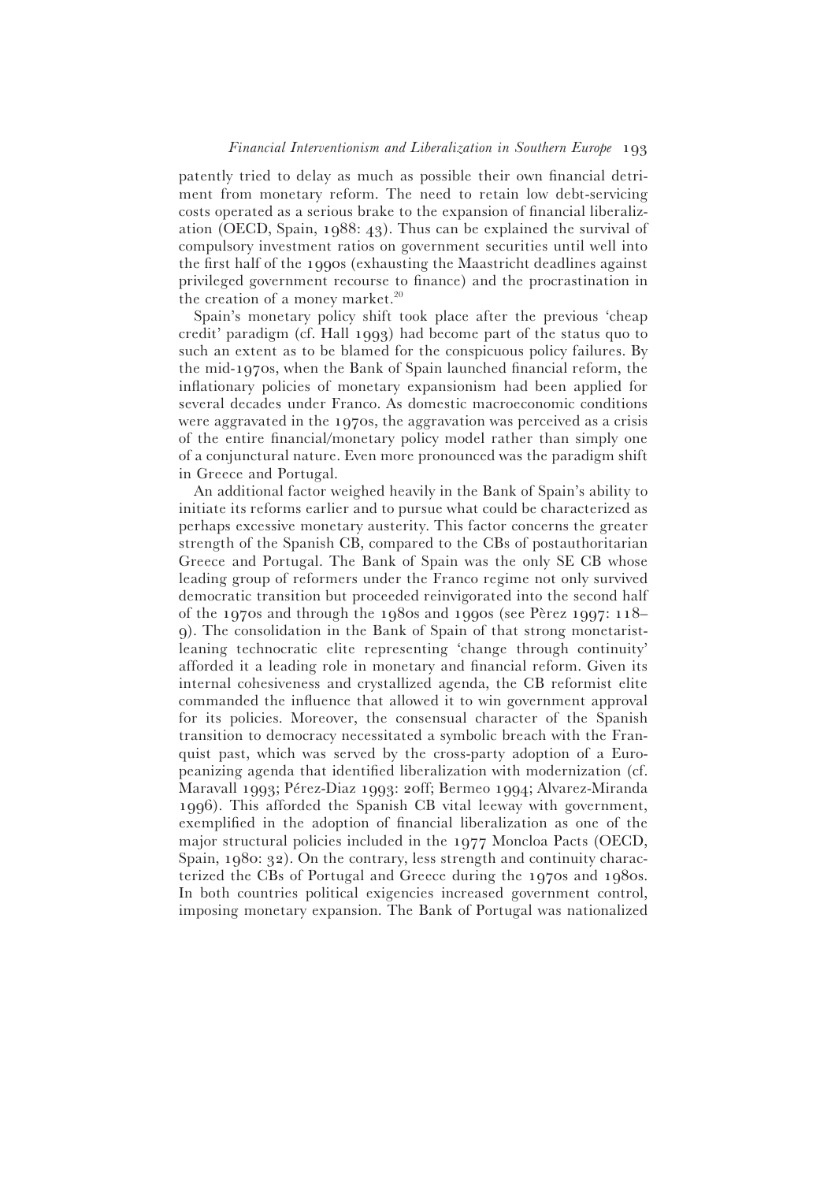patently tried to delay as much as possible their own financial detriment from monetary reform. The need to retain low debt-servicing costs operated as a serious brake to the expansion of financial liberalization (OECD, Spain, 1988: 43). Thus can be explained the survival of compulsory investment ratios on government securities until well into the first half of the 1990s (exhausting the Maastricht deadlines against privileged government recourse to finance) and the procrastination in the creation of a money market.[20]

Spain's monetary policy shift took place after the previous 'cheap credit' paradigm (cf. Hall 1993) had become part of the status quo to such an extent as to be blamed for the conspicuous policy failures. By the mid-1970s, when the Bank of Spain launched financial reform, the inflationary policies of monetary expansionism had been applied for several decades under Franco. As domestic macroeconomic conditions were aggravated in the 1970s, the aggravation was perceived as a crisis of the entire financial/monetary policy model rather than simply one of a conjunctural nature. Even more pronounced was the paradigm shift in Greece and Portugal.

An additional factor weighed heavily in the Bank of Spain's ability to initiate its reforms earlier and to pursue what could be characterized as perhaps excessive monetary austerity. This factor concerns the greater strength of the Spanish CB, compared to the CBs of postauthoritarian Greece and Portugal. The Bank of Spain was the only SE CB whose leading group of reformers under the Franco regime not only survived democratic transition but proceeded reinvigorated into the second half of the 1970s and through the 1980s and 1990s (see Pèrez 1997: 118–9). The consolidation in the Bank of Spain of that strong monetarist-leaning technocratic elite representing 'change through continuity' afforded it a leading role in monetary and financial reform. Given its internal cohesiveness and crystallized agenda, the CB reformist elite commanded the influence that allowed it to win government approval for its policies. Moreover, the consensual character of the Spanish transition to democracy necessitated a symbolic breach with the Franquist past, which was served by the cross-party adoption of a Europeanizing agenda that identified liberalization with modernization (cf. Maravall 1993; Pérez-Diaz 1993: 20ff; Bermeo 1994; Alvarez-Miranda 1996). This afforded the Spanish CB vital leeway with government, exemplified in the adoption of financial liberalization as one of the major structural policies included in the 1977 Moncloa Pacts (OECD, Spain, 1980: 32). On the contrary, less strength and continuity characterized the CBs of Portugal and Greece during the 1970s and 1980s. In both countries political exigencies increased government control, imposing monetary expansion. The Bank of Portugal was nationalized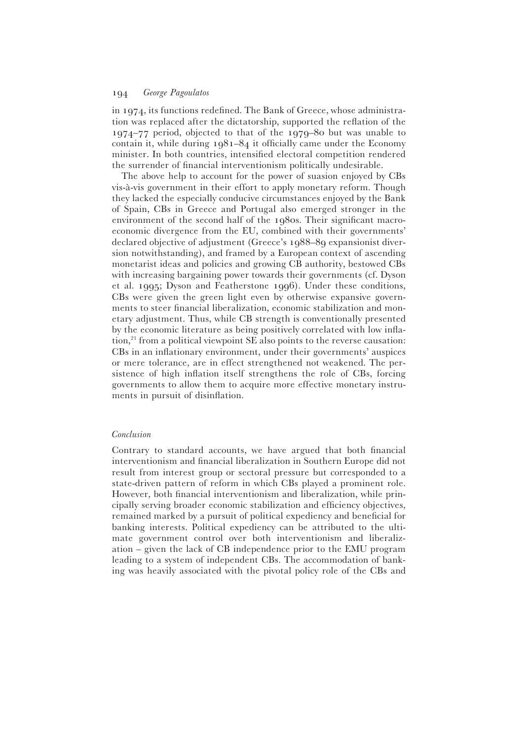in 1974, its functions redefined. The Bank of Greece, whose administration was replaced after the dictatorship, supported the reflation of the 1974–77 period, objected to that of the 1979–80 but was unable to contain it, while during 1981–84 it officially came under the Economy minister. In both countries, intensified electoral competition rendered the surrender of financial interventionism politically undesirable.

The above help to account for the power of suasion enjoyed by CBs vis-à-vis government in their effort to apply monetary reform. Though they lacked the especially conducive circumstances enjoyed by the Bank of Spain, CBs in Greece and Portugal also emerged stronger in the environment of the second half of the 1980s. Their significant macroeconomic divergence from the EU, combined with their governments' declared objective of adjustment (Greece's 1988–89 expansionist diversion notwithstanding), and framed by a European context of ascending monetarist ideas and policies and growing CB authority, bestowed CBs with increasing bargaining power towards their governments (cf. Dyson et al. 1995; Dyson and Featherstone 1996). Under these conditions, CBs were given the green light even by otherwise expansive governments to steer financial liberalization, economic stabilization and monetary adjustment. Thus, while CB strength is conventionally presented by the economic literature as being positively correlated with low inflation,[21] from a political viewpoint SE also points to the reverse causation: CBs in an inflationary environment, under their governments' auspices or mere tolerance, are in effect strengthened not weakened. The persistence of high inflation itself strengthens the role of CBs, forcing governments to allow them to acquire more effective monetary instruments in pursuit of disinflation.

### *Conclusion*

Contrary to standard accounts, we have argued that both financial interventionism and financial liberalization in Southern Europe did not result from interest group or sectoral pressure but corresponded to a state-driven pattern of reform in which CBs played a prominent role. However, both financial interventionism and liberalization, while principally serving broader economic stabilization and efficiency objectives, remained marked by a pursuit of political expediency and beneficial for banking interests. Political expediency can be attributed to the ultimate government control over both interventionism and liberalization – given the lack of CB independence prior to the EMU program leading to a system of independent CBs. The accommodation of banking was heavily associated with the pivotal policy role of the CBs and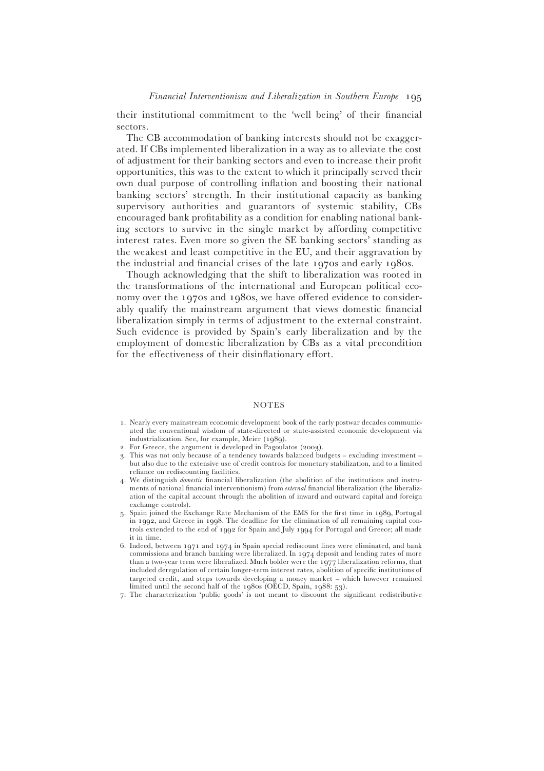their institutional commitment to the 'well being' of their financial sectors.

The CB accommodation of banking interests should not be exaggerated. If CBs implemented liberalization in a way as to alleviate the cost of adjustment for their banking sectors and even to increase their profit opportunities, this was to the extent to which it principally served their own dual purpose of controlling inflation and boosting their national banking sectors' strength. In their institutional capacity as banking supervisory authorities and guarantors of systemic stability, CBs encouraged bank profitability as a condition for enabling national banking sectors to survive in the single market by affording competitive interest rates. Even more so given the SE banking sectors' standing as the weakest and least competitive in the EU, and their aggravation by the industrial and financial crises of the late 1970s and early 1980s.

Though acknowledging that the shift to liberalization was rooted in the transformations of the international and European political economy over the 1970s and 1980s, we have offered evidence to considerably qualify the mainstream argument that views domestic financial liberalization simply in terms of adjustment to the external constraint. Such evidence is provided by Spain's early liberalization and by the employment of domestic liberalization by CBs as a vital precondition for the effectiveness of their disinflationary effort.

## NOTES

1. Nearly every mainstream economic development book of the early postwar decades communicated the conventional wisdom of state-directed or state-assisted economic development via industrialization. See, for example, Meier (1989).
2. For Greece, the argument is developed in Pagoulatos (2003).
3. This was not only because of a tendency towards balanced budgets – excluding investment – but also due to the extensive use of credit controls for monetary stabilization, and to a limited reliance on rediscounting facilities.
4. We distinguish *domestic* financial liberalization (the abolition of the institutions and instruments of national financial interventionism) from *external* financial liberalization (the liberalization of the capital account through the abolition of inward and outward capital and foreign exchange controls).
5. Spain joined the Exchange Rate Mechanism of the EMS for the first time in 1989, Portugal in 1992, and Greece in 1998. The deadline for the elimination of all remaining capital controls extended to the end of 1992 for Spain and July 1994 for Portugal and Greece; all made it in time.
6. Indeed, between 1971 and 1974 in Spain special rediscount lines were eliminated, and bank commissions and branch banking were liberalized. In 1974 deposit and lending rates of more than a two-year term were liberalized. Much bolder were the 1977 liberalization reforms, that included deregulation of certain longer-term interest rates, abolition of specific institutions of targeted credit, and steps towards developing a money market – which however remained limited until the second half of the 1980s (OECD, Spain, 1988: 53).
7. The characterization 'public goods' is not meant to discount the significant redistributive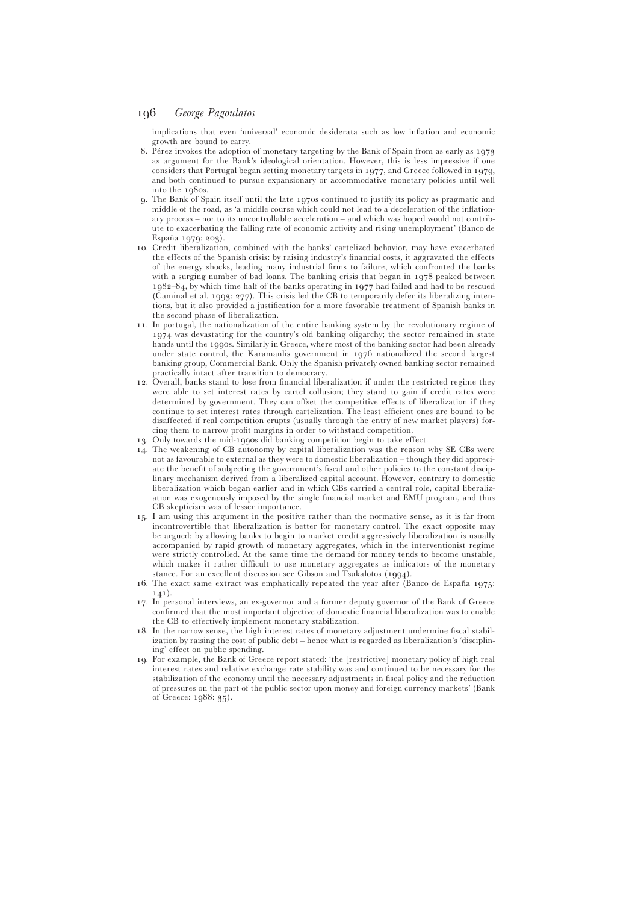implications that even 'universal' economic desiderata such as low inflation and economic growth are bound to carry.

8. Pérez invokes the adoption of monetary targeting by the Bank of Spain from as early as 1973 as argument for the Bank's ideological orientation. However, this is less impressive if one considers that Portugal began setting monetary targets in 1977, and Greece followed in 1979, and both continued to pursue expansionary or accommodative monetary policies until well into the 1980s.
9. The Bank of Spain itself until the late 1970s continued to justify its policy as pragmatic and middle of the road, as 'a middle course which could not lead to a deceleration of the inflationary process – nor to its uncontrollable acceleration – and which was hoped would not contribute to exacerbating the falling rate of economic activity and rising unemployment' (Banco de España 1979: 203).
10. Credit liberalization, combined with the banks' cartelized behavior, may have exacerbated the effects of the Spanish crisis: by raising industry's financial costs, it aggravated the effects of the energy shocks, leading many industrial firms to failure, which confronted the banks with a surging number of bad loans. The banking crisis that began in 1978 peaked between 1982–84, by which time half of the banks operating in 1977 had failed and had to be rescued (Caminal et al. 1993: 277). This crisis led the CB to temporarily defer its liberalizing intentions, but it also provided a justification for a more favorable treatment of Spanish banks in the second phase of liberalization.
11. In portugal, the nationalization of the entire banking system by the revolutionary regime of 1974 was devastating for the country's old banking oligarchy; the sector remained in state hands until the 1990s. Similarly in Greece, where most of the banking sector had been already under state control, the Karamanlis government in 1976 nationalized the second largest banking group, Commercial Bank. Only the Spanish privately owned banking sector remained practically intact after transition to democracy.
12. Overall, banks stand to lose from financial liberalization if under the restricted regime they were able to set interest rates by cartel collusion; they stand to gain if credit rates were determined by government. They can offset the competitive effects of liberalization if they continue to set interest rates through cartelization. The least efficient ones are bound to be disaffected if real competition erupts (usually through the entry of new market players) forcing them to narrow profit margins in order to withstand competition.
13. Only towards the mid-1990s did banking competition begin to take effect.
14. The weakening of CB autonomy by capital liberalization was the reason why SE CBs were not as favourable to external as they were to domestic liberalization – though they did appreciate the benefit of subjecting the government's fiscal and other policies to the constant disciplinary mechanism derived from a liberalized capital account. However, contrary to domestic liberalization which began earlier and in which CBs carried a central role, capital liberalization was exogenously imposed by the single financial market and EMU program, and thus CB skepticism was of lesser importance.
15. I am using this argument in the positive rather than the normative sense, as it is far from incontrovertible that liberalization is better for monetary control. The exact opposite may be argued: by allowing banks to begin to market credit aggressively liberalization is usually accompanied by rapid growth of monetary aggregates, which in the interventionist regime were strictly controlled. At the same time the demand for money tends to become unstable, which makes it rather difficult to use monetary aggregates as indicators of the monetary stance. For an excellent discussion see Gibson and Tsakalotos (1994).
16. The exact same extract was emphatically repeated the year after (Banco de España 1975: 141).
17. In personal interviews, an ex-governor and a former deputy governor of the Bank of Greece confirmed that the most important objective of domestic financial liberalization was to enable the CB to effectively implement monetary stabilization.
18. In the narrow sense, the high interest rates of monetary adjustment undermine fiscal stabilization by raising the cost of public debt – hence what is regarded as liberalization's 'disciplining' effect on public spending.
19. For example, the Bank of Greece report stated: 'the [restrictive] monetary policy of high real interest rates and relative exchange rate stability was and continued to be necessary for the stabilization of the economy until the necessary adjustments in fiscal policy and the reduction of pressures on the part of the public sector upon money and foreign currency markets' (Bank of Greece: 1988: 35).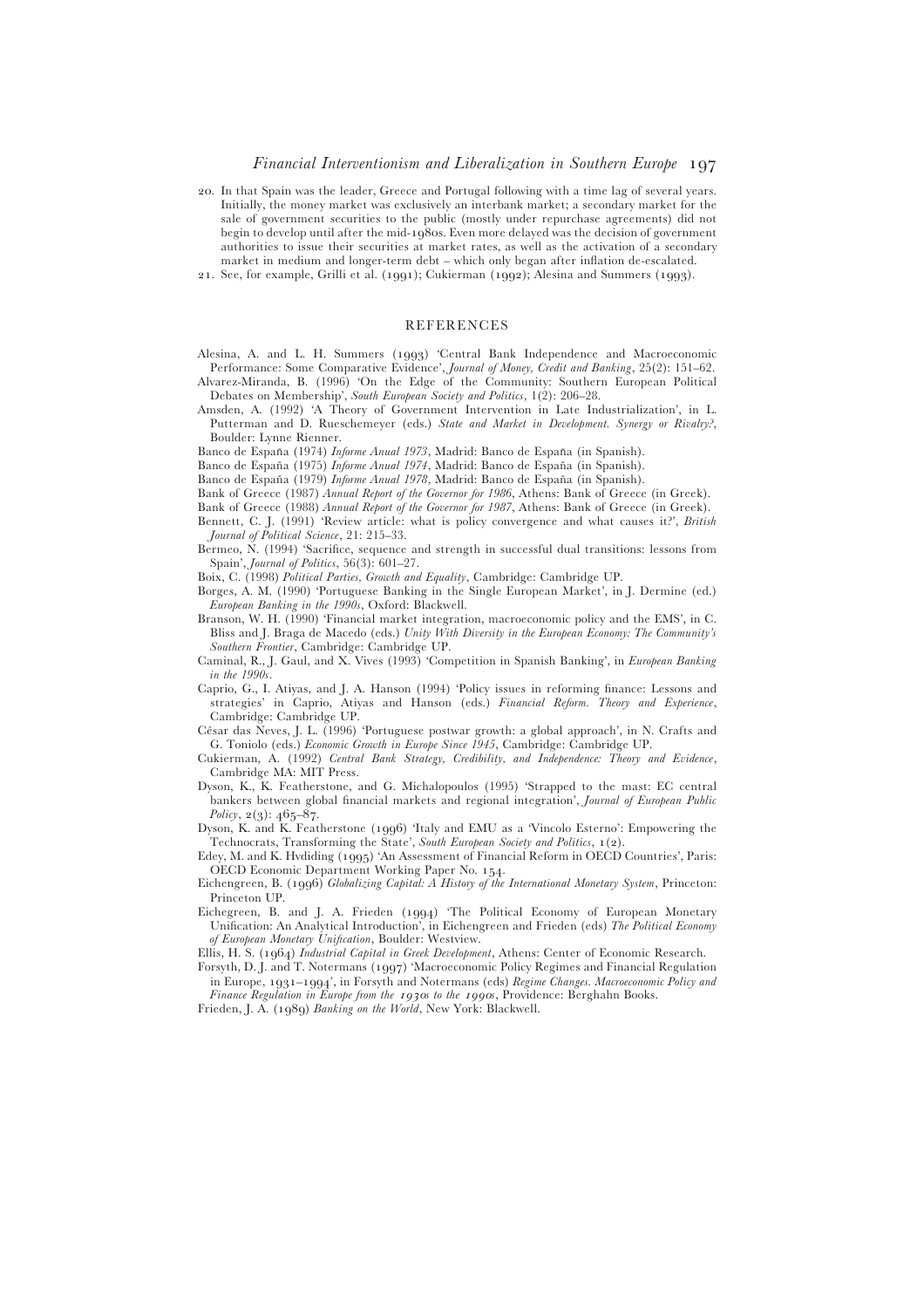20. In that Spain was the leader, Greece and Portugal following with a time lag of several years. Initially, the money market was exclusively an interbank market; a secondary market for the sale of government securities to the public (mostly under repurchase agreements) did not begin to develop until after the mid-1980s. Even more delayed was the decision of government authorities to issue their securities at market rates, as well as the activation of a secondary market in medium and longer-term debt – which only began after inflation de-escalated.
21. See, for example, Grilli et al. (1991); Cukierman (1992); Alesina and Summers (1993).

## REFERENCES

Alesina, A. and L. H. Summers (1993) 'Central Bank Independence and Macroeconomic Performance: Some Comparative Evidence', *Journal of Money, Credit and Banking*, 25(2): 151–62.

Alvarez-Miranda, B. (1996) 'On the Edge of the Community: Southern European Political Debates on Membership', *South European Society and Politics*, 1(2): 206–28.

Amsden, A. (1992) 'A Theory of Government Intervention in Late Industrialization', in L. Putterman and D. Rueschemeyer (eds.) *State and Market in Development. Synergy or Rivalry?*, Boulder: Lynne Rienner.

Banco de España (1974) *Informe Anual 1973*, Madrid: Banco de España (in Spanish).

Banco de España (1975) *Informe Anual 1974*, Madrid: Banco de España (in Spanish).

Banco de España (1979) *Informe Anual 1978*, Madrid: Banco de España (in Spanish).

Bank of Greece (1987) *Annual Report of the Governor for 1986*, Athens: Bank of Greece (in Greek).

Bank of Greece (1988) *Annual Report of the Governor for 1987*, Athens: Bank of Greece (in Greek).

Bennett, C. J. (1991) 'Review article: what is policy convergence and what causes it?', *British Journal of Political Science*, 21: 215–33.

Bermeo, N. (1994) 'Sacrifice, sequence and strength in successful dual transitions: lessons from Spain', *Journal of Politics*, 56(3): 601–27.

Boix, C. (1998) *Political Parties, Growth and Equality*, Cambridge: Cambridge UP.

Borges, A. M. (1990) 'Portuguese Banking in the Single European Market', in J. Dermine (ed.) *European Banking in the 1990s*, Oxford: Blackwell.

Branson, W. H. (1990) 'Financial market integration, macroeconomic policy and the EMS', in C. Bliss and J. Braga de Macedo (eds.) *Unity With Diversity in the European Economy: The Community's Southern Frontier*, Cambridge: Cambridge UP.

Caminal, R., J. Gaul, and X. Vives (1993) 'Competition in Spanish Banking', in *European Banking in the 1990s*.

Caprio, G., I. Atiyas, and J. A. Hanson (1994) 'Policy issues in reforming finance: Lessons and strategies' in Caprio, Atiyas and Hanson (eds.) *Financial Reform. Theory and Experience*, Cambridge: Cambridge UP.

César das Neves, J. L. (1996) 'Portuguese postwar growth: a global approach', in N. Crafts and G. Toniolo (eds.) *Economic Growth in Europe Since 1945*, Cambridge: Cambridge UP.

Cukierman, A. (1992) *Central Bank Strategy, Credibility, and Independence: Theory and Evidence*, Cambridge MA: MIT Press.

Dyson, K., K. Featherstone, and G. Michalopoulos (1995) 'Strapped to the mast: EC central bankers between global financial markets and regional integration', *Journal of European Public Policy*, 2(3): 465–87.

Dyson, K. and K. Featherstone (1996) 'Italy and EMU as a 'Vincolo Esterno': Empowering the Technocrats, Transforming the State', *South European Society and Politics*, 1(2).

Edey, M. and K. Hvdiding (1995) 'An Assessment of Financial Reform in OECD Countries', Paris: OECD Economic Department Working Paper No. 154.

Eichengreen, B. (1996) *Globalizing Capital: A History of the International Monetary System*, Princeton: Princeton UP.

Eichegreen, B. and J. A. Frieden (1994) 'The Political Economy of European Monetary Unification: An Analytical Introduction', in Eichengreen and Frieden (eds) *The Political Economy of European Monetary Unification*, Boulder: Westview.

Ellis, H. S. (1964) *Industrial Capital in Greek Development*, Athens: Center of Economic Research.

Forsyth, D. J. and T. Notermans (1997) 'Macroeconomic Policy Regimes and Financial Regulation in Europe, 1931–1994', in Forsyth and Notermans (eds) *Regime Changes. Macroeconomic Policy and Finance Regulation in Europe from the 1930s to the 1990s*, Providence: Berghahn Books.

Frieden, J. A. (1989) *Banking on the World*, New York: Blackwell.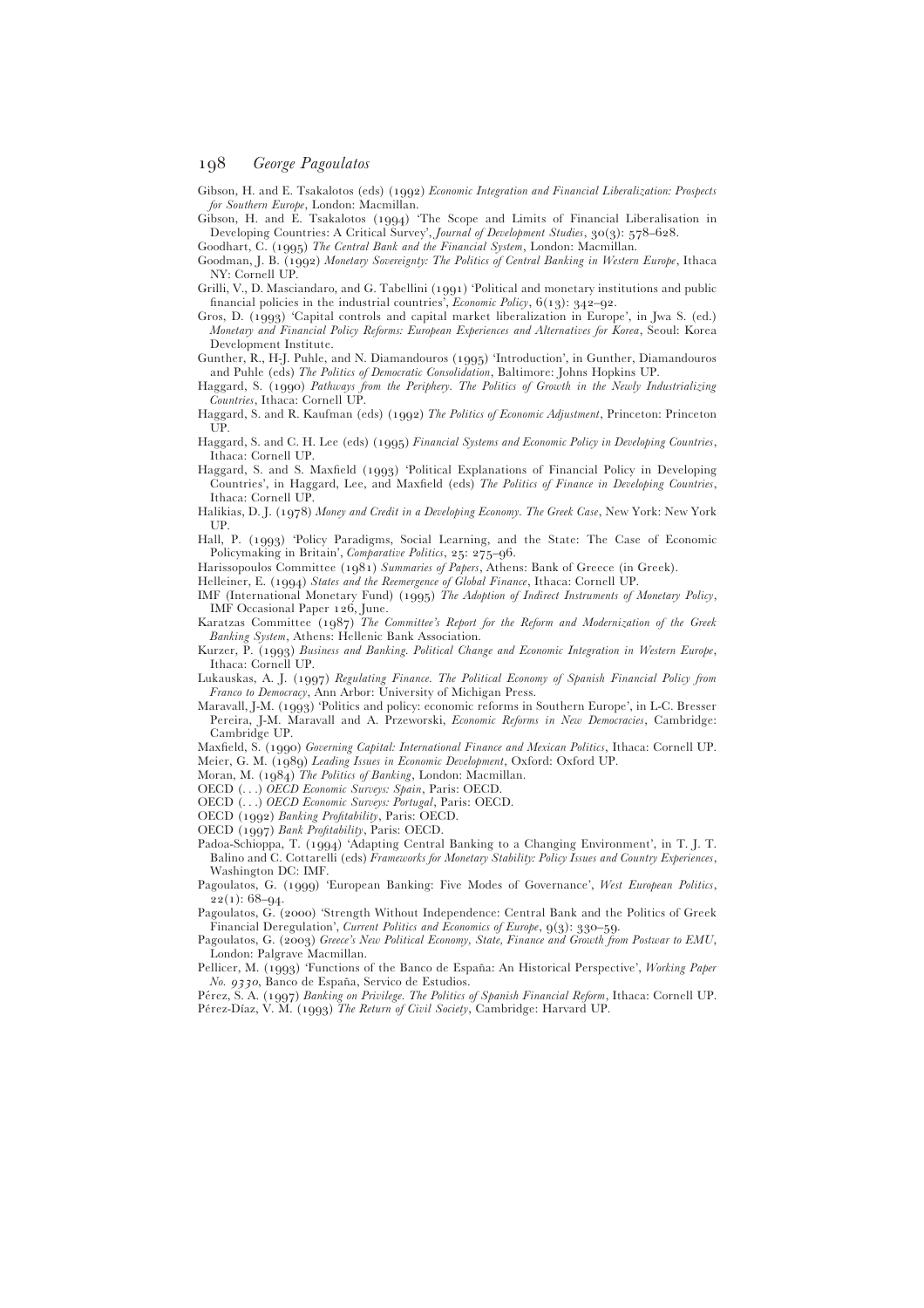Gibson, H. and E. Tsakalotos (eds) (1992) *Economic Integration and Financial Liberalization: Prospects for Southern Europe*, London: Macmillan.

Gibson, H. and E. Tsakalotos (1994) 'The Scope and Limits of Financial Liberalisation in Developing Countries: A Critical Survey', *Journal of Development Studies*, 30(3): 578–628.

Goodhart, C. (1995) *The Central Bank and the Financial System*, London: Macmillan.

Goodman, J. B. (1992) *Monetary Sovereignty: The Politics of Central Banking in Western Europe*, Ithaca NY: Cornell UP.

Grilli, V., D. Masciandaro, and G. Tabellini (1991) 'Political and monetary institutions and public financial policies in the industrial countries', *Economic Policy*, 6(13): 342–92.

Gros, D. (1993) 'Capital controls and capital market liberalization in Europe', in Jwa S. (ed.) *Monetary and Financial Policy Reforms: European Experiences and Alternatives for Korea*, Seoul: Korea Development Institute.

Gunther, R., H-J. Puhle, and N. Diamandouros (1995) 'Introduction', in Gunther, Diamandouros and Puhle (eds) *The Politics of Democratic Consolidation*, Baltimore: Johns Hopkins UP.

Haggard, S. (1990) *Pathways from the Periphery. The Politics of Growth in the Newly Industrializing Countries*, Ithaca: Cornell UP.

Haggard, S. and R. Kaufman (eds) (1992) *The Politics of Economic Adjustment*, Princeton: Princeton UP.

Haggard, S. and C. H. Lee (eds) (1995) *Financial Systems and Economic Policy in Developing Countries*, Ithaca: Cornell UP.

Haggard, S. and S. Maxfield (1993) 'Political Explanations of Financial Policy in Developing Countries', in Haggard, Lee, and Maxfield (eds) *The Politics of Finance in Developing Countries*, Ithaca: Cornell UP.

Halikias, D. J. (1978) *Money and Credit in a Developing Economy. The Greek Case*, New York: New York UP.

Hall, P. (1993) 'Policy Paradigms, Social Learning, and the State: The Case of Economic Policymaking in Britain', *Comparative Politics*, 25: 275–96.

Harissopoulos Committee (1981) *Summaries of Papers*, Athens: Bank of Greece (in Greek).

Helleiner, E. (1994) *States and the Reemergence of Global Finance*, Ithaca: Cornell UP.

IMF (International Monetary Fund) (1995) *The Adoption of Indirect Instruments of Monetary Policy*, IMF Occasional Paper 126, June.

Karatzas Committee (1987) *The Committee's Report for the Reform and Modernization of the Greek Banking System*, Athens: Hellenic Bank Association.

Kurzer, P. (1993) *Business and Banking. Political Change and Economic Integration in Western Europe*, Ithaca: Cornell UP.

Lukauskas, A. J. (1997) *Regulating Finance. The Political Economy of Spanish Financial Policy from Franco to Democracy*, Ann Arbor: University of Michigan Press.

Maravall, J-M. (1993) 'Politics and policy: economic reforms in Southern Europe', in L-C. Bresser Pereira, J-M. Maravall and A. Przeworski, *Economic Reforms in New Democracies*, Cambridge: Cambridge UP.

Maxfield, S. (1990) *Governing Capital: International Finance and Mexican Politics*, Ithaca: Cornell UP.

Meier, G. M. (1989) *Leading Issues in Economic Development*, Oxford: Oxford UP.

Moran, M. (1984) *The Politics of Banking*, London: Macmillan.

OECD (. . .) *OECD Economic Surveys: Spain*, Paris: OECD.

OECD (. . .) *OECD Economic Surveys: Portugal*, Paris: OECD.

OECD (1992) *Banking Profitability*, Paris: OECD.

OECD (1997) *Bank Profitability*, Paris: OECD.

Padoa-Schioppa, T. (1994) 'Adapting Central Banking to a Changing Environment', in T. J. T. Balino and C. Cottarelli (eds) *Frameworks for Monetary Stability: Policy Issues and Country Experiences*, Washington DC: IMF.

Pagoulatos, G. (1999) 'European Banking: Five Modes of Governance', *West European Politics*, 22(1): 68–94.

Pagoulatos, G. (2000) 'Strength Without Independence: Central Bank and the Politics of Greek Financial Deregulation', *Current Politics and Economics of Europe*, 9(3): 330–59.

Pagoulatos, G. (2003) *Greece's New Political Economy, State, Finance and Growth from Postwar to EMU*, London: Palgrave Macmillan.

Pellicer, M. (1993) 'Functions of the Banco de España: An Historical Perspective', *Working Paper No. 9330*, Banco de España, Servico de Estudios.

Pérez, S. A. (1997) *Banking on Privilege. The Politics of Spanish Financial Reform*, Ithaca: Cornell UP.

Pérez-Díaz, V. M. (1993) *The Return of Civil Society*, Cambridge: Harvard UP.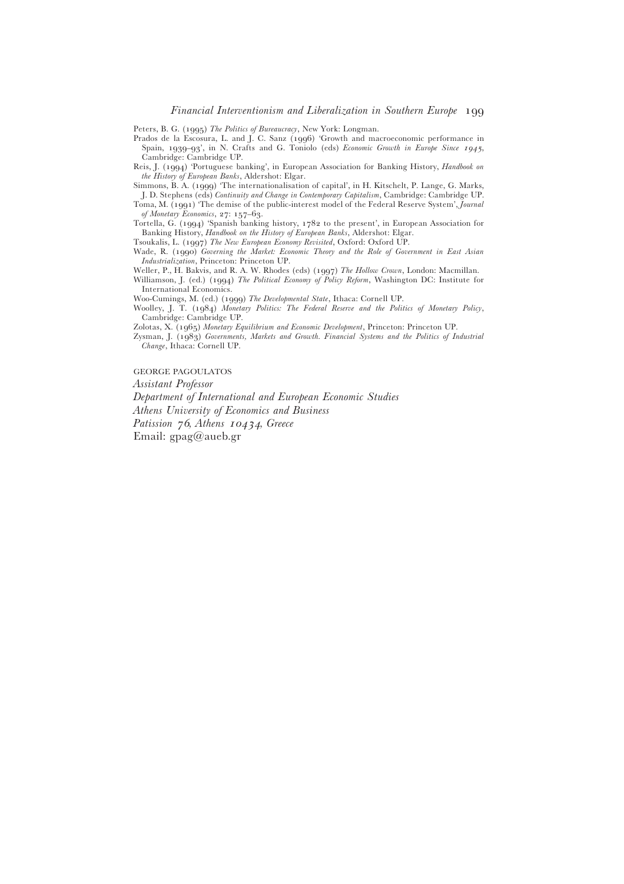Peters, B. G. (1995) *The Politics of Bureaucracy*, New York: Longman.

Prados de la Escosura, L. and J. C. Sanz (1996) 'Growth and macroeconomic performance in Spain, 1939–93', in N. Crafts and G. Toniolo (eds) *Economic Growth in Europe Since 1945*, Cambridge: Cambridge UP.

Reis, J. (1994) 'Portuguese banking', in European Association for Banking History, *Handbook on the History of European Banks*, Aldershot: Elgar.

Simmons, B. A. (1999) 'The internationalisation of capital', in H. Kitschelt, P. Lange, G. Marks, J. D. Stephens (eds) *Continuity and Change in Contemporary Capitalism*, Cambridge: Cambridge UP.

Toma, M. (1991) 'The demise of the public-interest model of the Federal Reserve System', *Journal of Monetary Economics*, 27: 157–63.

Tortella, G. (1994) 'Spanish banking history, 1782 to the present', in European Association for Banking History, *Handbook on the History of European Banks*, Aldershot: Elgar.

Tsoukalis, L. (1997) *The New European Economy Revisited*, Oxford: Oxford UP.

Wade, R. (1990) *Governing the Market: Economic Theory and the Role of Government in East Asian Industrialization*, Princeton: Princeton UP.

Weller, P., H. Bakvis, and R. A. W. Rhodes (eds) (1997) *The Hollow Crown*, London: Macmillan.

Williamson, J. (ed.) (1994) *The Political Economy of Policy Reform*, Washington DC: Institute for International Economics.

Woo-Cumings, M. (ed.) (1999) *The Developmental State*, Ithaca: Cornell UP.

Woolley, J. T. (1984) *Monetary Politics: The Federal Reserve and the Politics of Monetary Policy*, Cambridge: Cambridge UP.

Zolotas, X. (1965) *Monetary Equilibrium and Economic Development*, Princeton: Princeton UP.

Zysman, J. (1983) *Governments, Markets and Growth. Financial Systems and the Politics of Industrial Change*, Ithaca: Cornell UP.

GEORGE PAGOULATOS

*Assistant Professor*

*Department of International and European Economic Studies*

*Athens University of Economics and Business*

*Patission 76, Athens 10434, Greece*

Email: gpag@aueb.gr